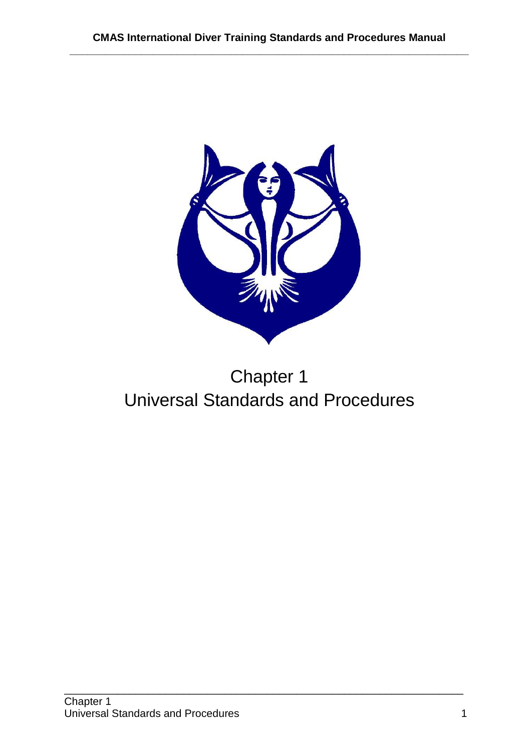# Chapter 1
# Universal Standards and Procedures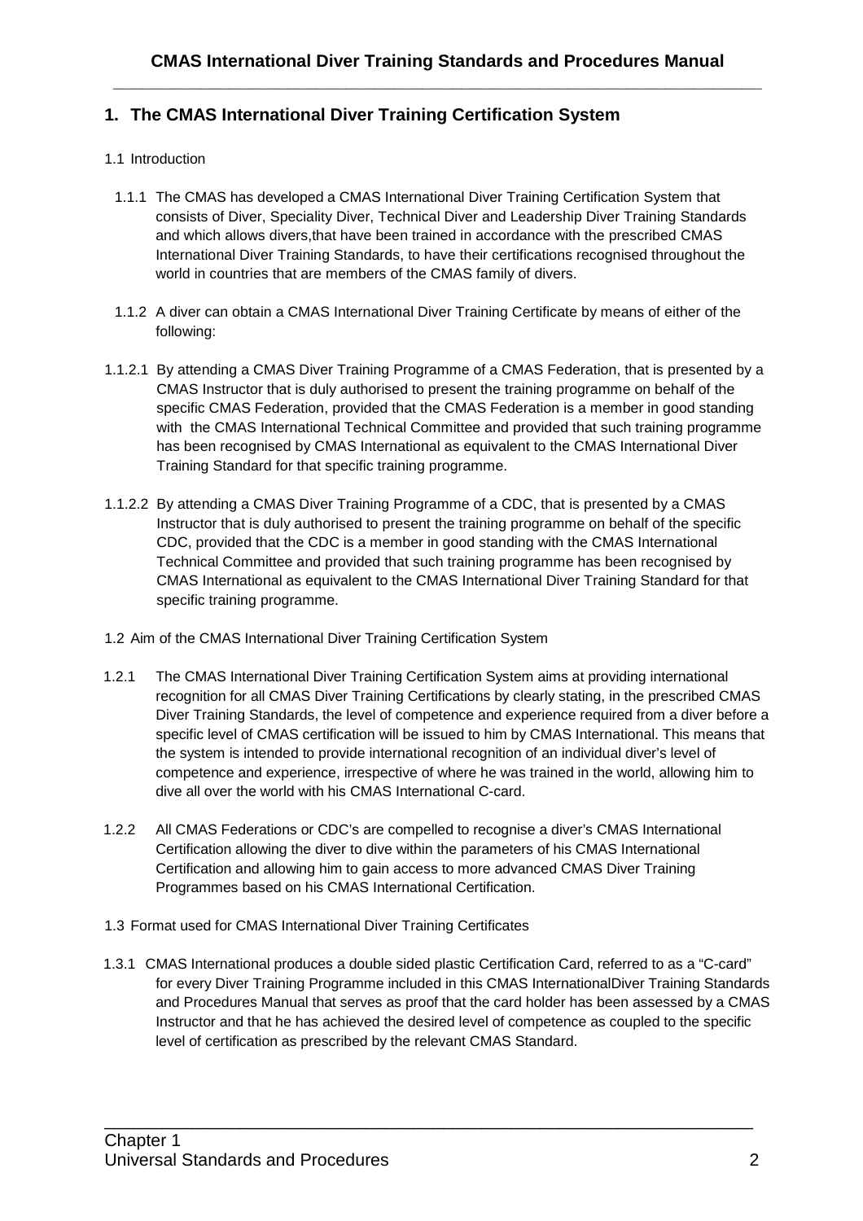## 1. The CMAS International Diver Training Certification System

1.1 Introduction

1.1.1 The CMAS has developed a CMAS International Diver Training Certification System that consists of Diver, Speciality Diver, Technical Diver and Leadership Diver Training Standards and which allows divers,that have been trained in accordance with the prescribed CMAS International Diver Training Standards, to have their certifications recognised throughout the world in countries that are members of the CMAS family of divers.

1.1.2 A diver can obtain a CMAS International Diver Training Certificate by means of either of the following:

1.1.2.1 By attending a CMAS Diver Training Programme of a CMAS Federation, that is presented by a CMAS Instructor that is duly authorised to present the training programme on behalf of the specific CMAS Federation, provided that the CMAS Federation is a member in good standing with the CMAS International Technical Committee and provided that such training programme has been recognised by CMAS International as equivalent to the CMAS International Diver Training Standard for that specific training programme.

1.1.2.2 By attending a CMAS Diver Training Programme of a CDC, that is presented by a CMAS Instructor that is duly authorised to present the training programme on behalf of the specific CDC, provided that the CDC is a member in good standing with the CMAS International Technical Committee and provided that such training programme has been recognised by CMAS International as equivalent to the CMAS International Diver Training Standard for that specific training programme.

1.2 Aim of the CMAS International Diver Training Certification System

1.2.1 The CMAS International Diver Training Certification System aims at providing international recognition for all CMAS Diver Training Certifications by clearly stating, in the prescribed CMAS Diver Training Standards, the level of competence and experience required from a diver before a specific level of CMAS certification will be issued to him by CMAS International. This means that the system is intended to provide international recognition of an individual diver's level of competence and experience, irrespective of where he was trained in the world, allowing him to dive all over the world with his CMAS International C-card.

1.2.2 All CMAS Federations or CDC's are compelled to recognise a diver's CMAS International Certification allowing the diver to dive within the parameters of his CMAS International Certification and allowing him to gain access to more advanced CMAS Diver Training Programmes based on his CMAS International Certification.

1.3 Format used for CMAS International Diver Training Certificates

1.3.1 CMAS International produces a double sided plastic Certification Card, referred to as a "C-card" for every Diver Training Programme included in this CMAS InternationalDiver Training Standards and Procedures Manual that serves as proof that the card holder has been assessed by a CMAS Instructor and that he has achieved the desired level of competence as coupled to the specific level of certification as prescribed by the relevant CMAS Standard.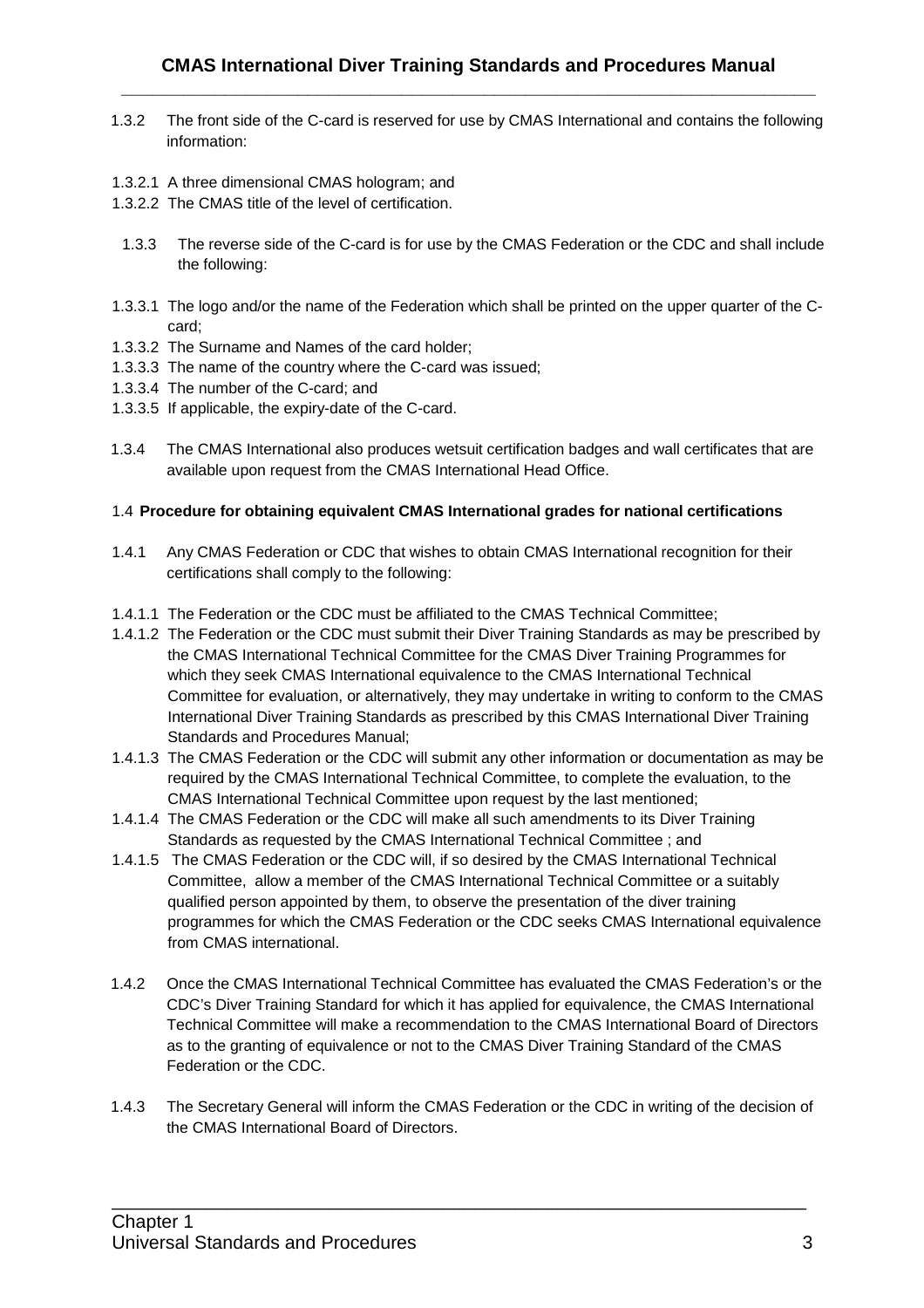1.3.2 The front side of the C-card is reserved for use by CMAS International and contains the following information:

1.3.2.1 A three dimensional CMAS hologram; and
1.3.2.2 The CMAS title of the level of certification.

1.3.3 The reverse side of the C-card is for use by the CMAS Federation or the CDC and shall include the following:

1.3.3.1 The logo and/or the name of the Federation which shall be printed on the upper quarter of the C-card;
1.3.3.2 The Surname and Names of the card holder;
1.3.3.3 The name of the country where the C-card was issued;
1.3.3.4 The number of the C-card; and
1.3.3.5 If applicable, the expiry-date of the C-card.

1.3.4 The CMAS International also produces wetsuit certification badges and wall certificates that are available upon request from the CMAS International Head Office.

### 1.4 Procedure for obtaining equivalent CMAS International grades for national certifications

1.4.1 Any CMAS Federation or CDC that wishes to obtain CMAS International recognition for their certifications shall comply to the following:

1.4.1.1 The Federation or the CDC must be affiliated to the CMAS Technical Committee;
1.4.1.2 The Federation or the CDC must submit their Diver Training Standards as may be prescribed by the CMAS International Technical Committee for the CMAS Diver Training Programmes for which they seek CMAS International equivalence to the CMAS International Technical Committee for evaluation, or alternatively, they may undertake in writing to conform to the CMAS International Diver Training Standards as prescribed by this CMAS International Diver Training Standards and Procedures Manual;
1.4.1.3 The CMAS Federation or the CDC will submit any other information or documentation as may be required by the CMAS International Technical Committee, to complete the evaluation, to the CMAS International Technical Committee upon request by the last mentioned;
1.4.1.4 The CMAS Federation or the CDC will make all such amendments to its Diver Training Standards as requested by the CMAS International Technical Committee ; and
1.4.1.5 The CMAS Federation or the CDC will, if so desired by the CMAS International Technical Committee, allow a member of the CMAS International Technical Committee or a suitably qualified person appointed by them, to observe the presentation of the diver training programmes for which the CMAS Federation or the CDC seeks CMAS International equivalence from CMAS international.

1.4.2 Once the CMAS International Technical Committee has evaluated the CMAS Federation's or the CDC's Diver Training Standard for which it has applied for equivalence, the CMAS International Technical Committee will make a recommendation to the CMAS International Board of Directors as to the granting of equivalence or not to the CMAS Diver Training Standard of the CMAS Federation or the CDC.

1.4.3 The Secretary General will inform the CMAS Federation or the CDC in writing of the decision of the CMAS International Board of Directors.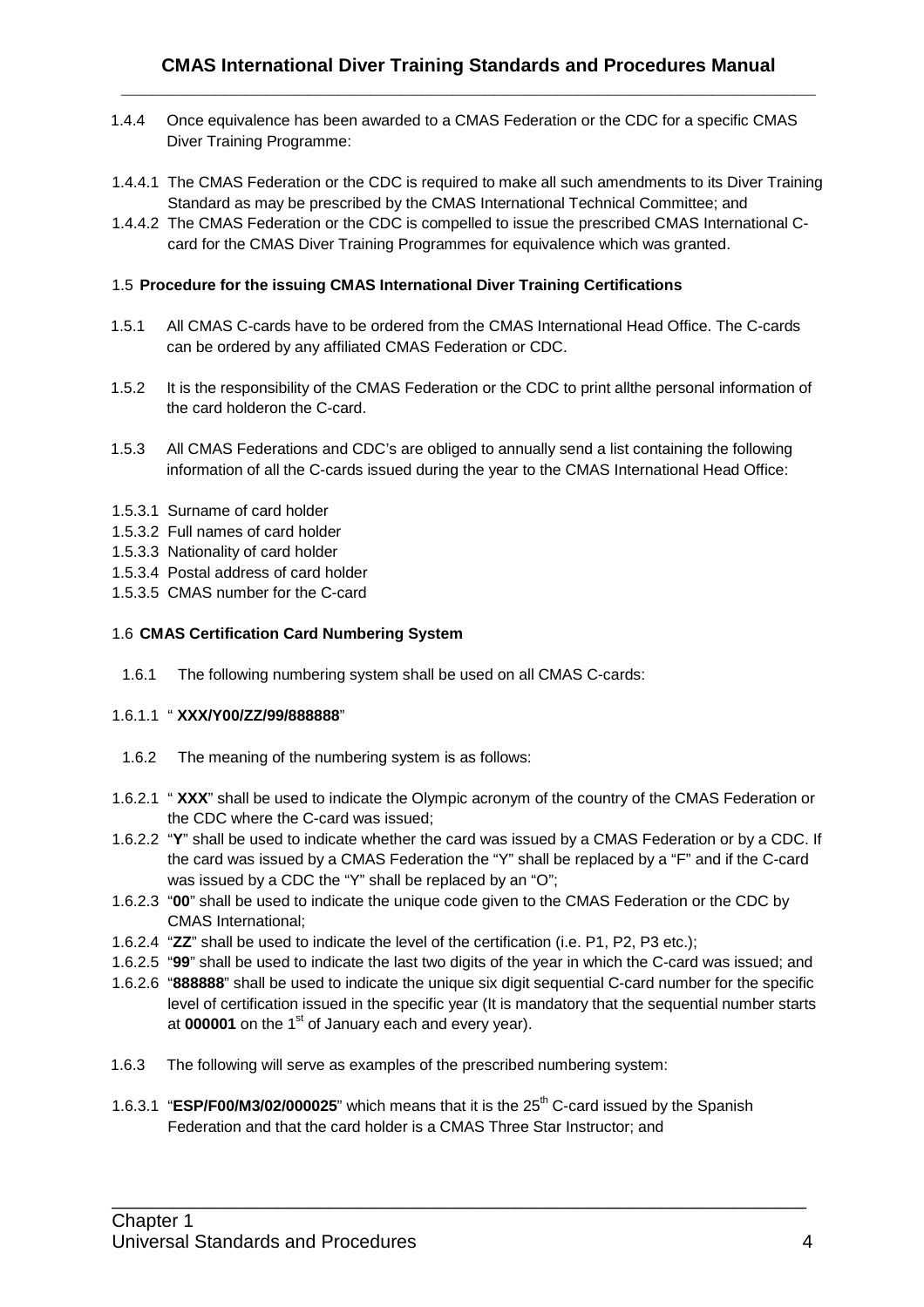1.4.4 Once equivalence has been awarded to a CMAS Federation or the CDC for a specific CMAS Diver Training Programme:

1.4.4.1 The CMAS Federation or the CDC is required to make all such amendments to its Diver Training Standard as may be prescribed by the CMAS International Technical Committee; and

1.4.4.2 The CMAS Federation or the CDC is compelled to issue the prescribed CMAS International C-card for the CMAS Diver Training Programmes for equivalence which was granted.

### 1.5 Procedure for the issuing CMAS International Diver Training Certifications

1.5.1 All CMAS C-cards have to be ordered from the CMAS International Head Office. The C-cards can be ordered by any affiliated CMAS Federation or CDC.

1.5.2 It is the responsibility of the CMAS Federation or the CDC to print allthe personal information of the card holderon the C-card.

1.5.3 All CMAS Federations and CDC's are obliged to annually send a list containing the following information of all the C-cards issued during the year to the CMAS International Head Office:

1.5.3.1 Surname of card holder
1.5.3.2 Full names of card holder
1.5.3.3 Nationality of card holder
1.5.3.4 Postal address of card holder
1.5.3.5 CMAS number for the C-card

### 1.6 CMAS Certification Card Numbering System

1.6.1 The following numbering system shall be used on all CMAS C-cards:

1.6.1.1 " **XXX/Y00/ZZ/99/888888**"

1.6.2 The meaning of the numbering system is as follows:

1.6.2.1 " **XXX**" shall be used to indicate the Olympic acronym of the country of the CMAS Federation or the CDC where the C-card was issued;

1.6.2.2 "**Y**" shall be used to indicate whether the card was issued by a CMAS Federation or by a CDC. If the card was issued by a CMAS Federation the "Y" shall be replaced by a "F" and if the C-card was issued by a CDC the "Y" shall be replaced by an "O";

1.6.2.3 "**00**" shall be used to indicate the unique code given to the CMAS Federation or the CDC by CMAS International;

1.6.2.4 "**ZZ**" shall be used to indicate the level of the certification (i.e. P1, P2, P3 etc.);

1.6.2.5 "**99**" shall be used to indicate the last two digits of the year in which the C-card was issued; and

1.6.2.6 "**888888**" shall be used to indicate the unique six digit sequential C-card number for the specific level of certification issued in the specific year (It is mandatory that the sequential number starts at **000001** on the 1st of January each and every year).

1.6.3 The following will serve as examples of the prescribed numbering system:

1.6.3.1 "**ESP/F00/M3/02/000025**" which means that it is the 25th C-card issued by the Spanish Federation and that the card holder is a CMAS Three Star Instructor; and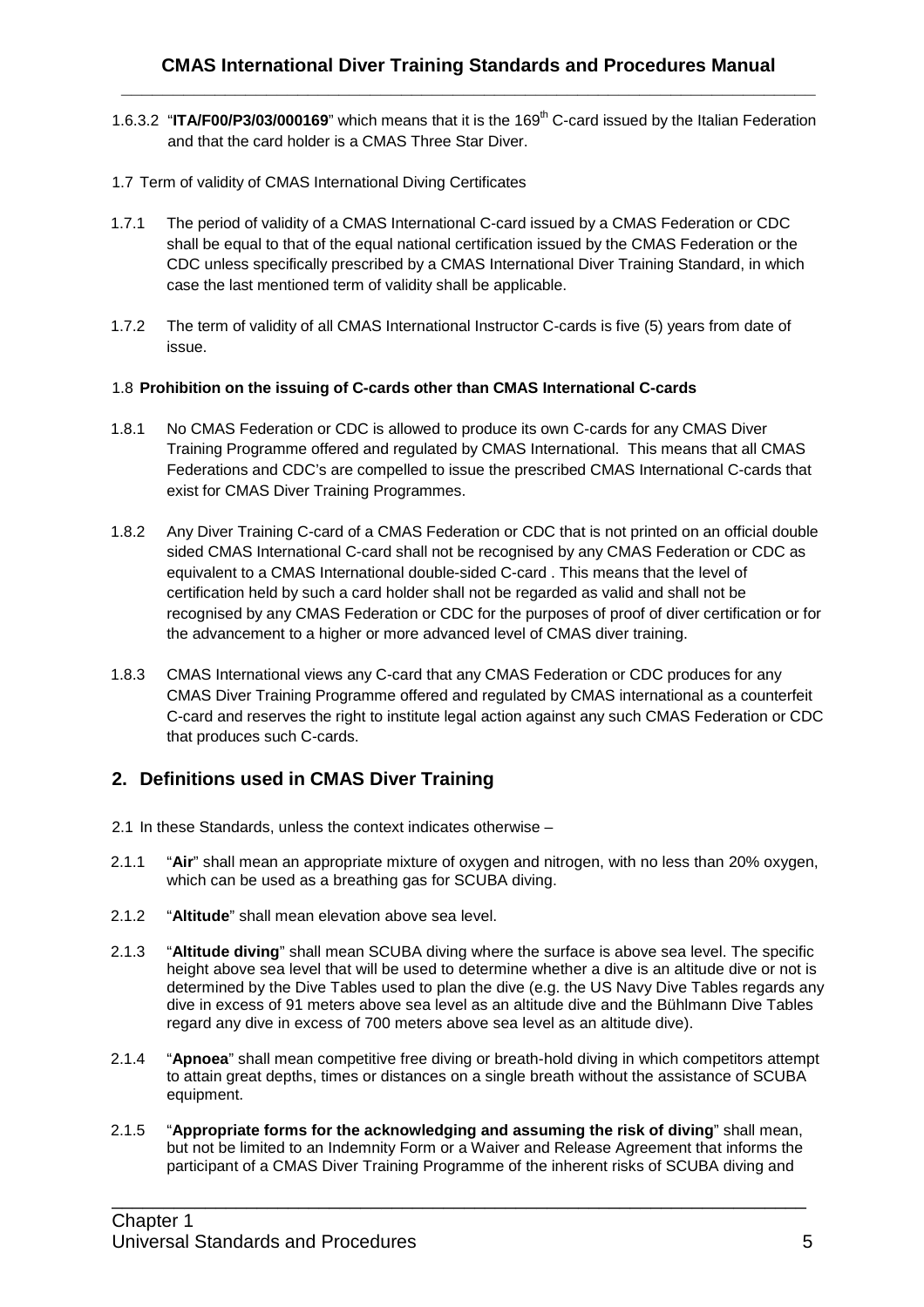1.6.3.2 "**ITA/F00/P3/03/000169**" which means that it is the 169[th] C-card issued by the Italian Federation and that the card holder is a CMAS Three Star Diver.

1.7 Term of validity of CMAS International Diving Certificates

1.7.1 The period of validity of a CMAS International C-card issued by a CMAS Federation or CDC shall be equal to that of the equal national certification issued by the CMAS Federation or the CDC unless specifically prescribed by a CMAS International Diver Training Standard, in which case the last mentioned term of validity shall be applicable.

1.7.2 The term of validity of all CMAS International Instructor C-cards is five (5) years from date of issue.

1.8 **Prohibition on the issuing of C-cards other than CMAS International C-cards**

1.8.1 No CMAS Federation or CDC is allowed to produce its own C-cards for any CMAS Diver Training Programme offered and regulated by CMAS International. This means that all CMAS Federations and CDC's are compelled to issue the prescribed CMAS International C-cards that exist for CMAS Diver Training Programmes.

1.8.2 Any Diver Training C-card of a CMAS Federation or CDC that is not printed on an official double sided CMAS International C-card shall not be recognised by any CMAS Federation or CDC as equivalent to a CMAS International double-sided C-card . This means that the level of certification held by such a card holder shall not be regarded as valid and shall not be recognised by any CMAS Federation or CDC for the purposes of proof of diver certification or for the advancement to a higher or more advanced level of CMAS diver training.

1.8.3 CMAS International views any C-card that any CMAS Federation or CDC produces for any CMAS Diver Training Programme offered and regulated by CMAS international as a counterfeit C-card and reserves the right to institute legal action against any such CMAS Federation or CDC that produces such C-cards.

## 2. Definitions used in CMAS Diver Training

2.1 In these Standards, unless the context indicates otherwise –

2.1.1 "**Air**" shall mean an appropriate mixture of oxygen and nitrogen, with no less than 20% oxygen, which can be used as a breathing gas for SCUBA diving.

2.1.2 "**Altitude**" shall mean elevation above sea level.

2.1.3 "**Altitude diving**" shall mean SCUBA diving where the surface is above sea level. The specific height above sea level that will be used to determine whether a dive is an altitude dive or not is determined by the Dive Tables used to plan the dive (e.g. the US Navy Dive Tables regards any dive in excess of 91 meters above sea level as an altitude dive and the Bühlmann Dive Tables regard any dive in excess of 700 meters above sea level as an altitude dive).

2.1.4 "**Apnoea**" shall mean competitive free diving or breath-hold diving in which competitors attempt to attain great depths, times or distances on a single breath without the assistance of SCUBA equipment.

2.1.5 "**Appropriate forms for the acknowledging and assuming the risk of diving**" shall mean, but not be limited to an Indemnity Form or a Waiver and Release Agreement that informs the participant of a CMAS Diver Training Programme of the inherent risks of SCUBA diving and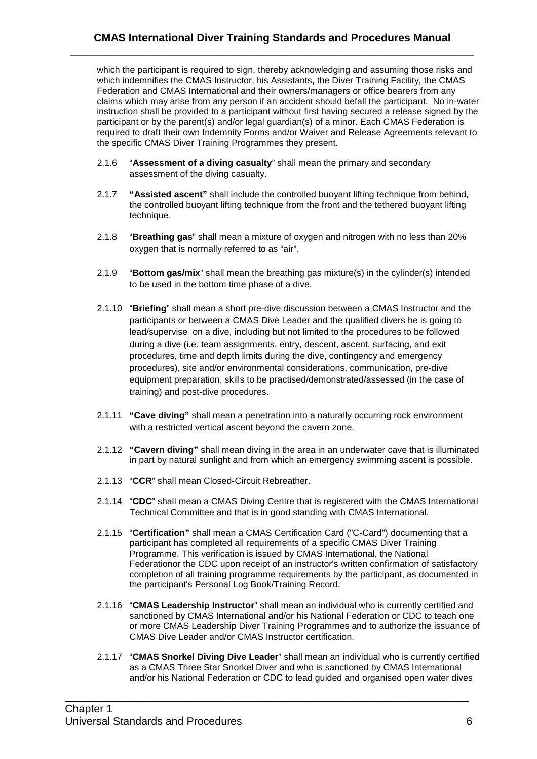which the participant is required to sign, thereby acknowledging and assuming those risks and which indemnifies the CMAS Instructor, his Assistants, the Diver Training Facility, the CMAS Federation and CMAS International and their owners/managers or office bearers from any claims which may arise from any person if an accident should befall the participant. No in-water instruction shall be provided to a participant without first having secured a release signed by the participant or by the parent(s) and/or legal guardian(s) of a minor. Each CMAS Federation is required to draft their own Indemnity Forms and/or Waiver and Release Agreements relevant to the specific CMAS Diver Training Programmes they present.

2.1.6 "**Assessment of a diving casualty**" shall mean the primary and secondary assessment of the diving casualty.

2.1.7 **"Assisted ascent"** shall include the controlled buoyant lifting technique from behind, the controlled buoyant lifting technique from the front and the tethered buoyant lifting technique.

2.1.8 "**Breathing gas**" shall mean a mixture of oxygen and nitrogen with no less than 20% oxygen that is normally referred to as "air".

2.1.9 "**Bottom gas/mix**" shall mean the breathing gas mixture(s) in the cylinder(s) intended to be used in the bottom time phase of a dive.

2.1.10 "**Briefing**" shall mean a short pre-dive discussion between a CMAS Instructor and the participants or between a CMAS Dive Leader and the qualified divers he is going to lead/supervise on a dive, including but not limited to the procedures to be followed during a dive (i.e. team assignments, entry, descent, ascent, surfacing, and exit procedures, time and depth limits during the dive, contingency and emergency procedures), site and/or environmental considerations, communication, pre-dive equipment preparation, skills to be practised/demonstrated/assessed (in the case of training) and post-dive procedures.

2.1.11 **"Cave diving"** shall mean a penetration into a naturally occurring rock environment with a restricted vertical ascent beyond the cavern zone.

2.1.12 **"Cavern diving"** shall mean diving in the area in an underwater cave that is illuminated in part by natural sunlight and from which an emergency swimming ascent is possible.

2.1.13 "**CCR**" shall mean Closed-Circuit Rebreather.

2.1.14 "**CDC**" shall mean a CMAS Diving Centre that is registered with the CMAS International Technical Committee and that is in good standing with CMAS International.

2.1.15 "**Certification"** shall mean a CMAS Certification Card ("C-Card") documenting that a participant has completed all requirements of a specific CMAS Diver Training Programme. This verification is issued by CMAS International, the National Federationor the CDC upon receipt of an instructor's written confirmation of satisfactory completion of all training programme requirements by the participant, as documented in the participant's Personal Log Book/Training Record.

2.1.16 "**CMAS Leadership Instructor**" shall mean an individual who is currently certified and sanctioned by CMAS International and/or his National Federation or CDC to teach one or more CMAS Leadership Diver Training Programmes and to authorize the issuance of CMAS Dive Leader and/or CMAS Instructor certification.

2.1.17 "**CMAS Snorkel Diving Dive Leader**" shall mean an individual who is currently certified as a CMAS Three Star Snorkel Diver and who is sanctioned by CMAS International and/or his National Federation or CDC to lead guided and organised open water dives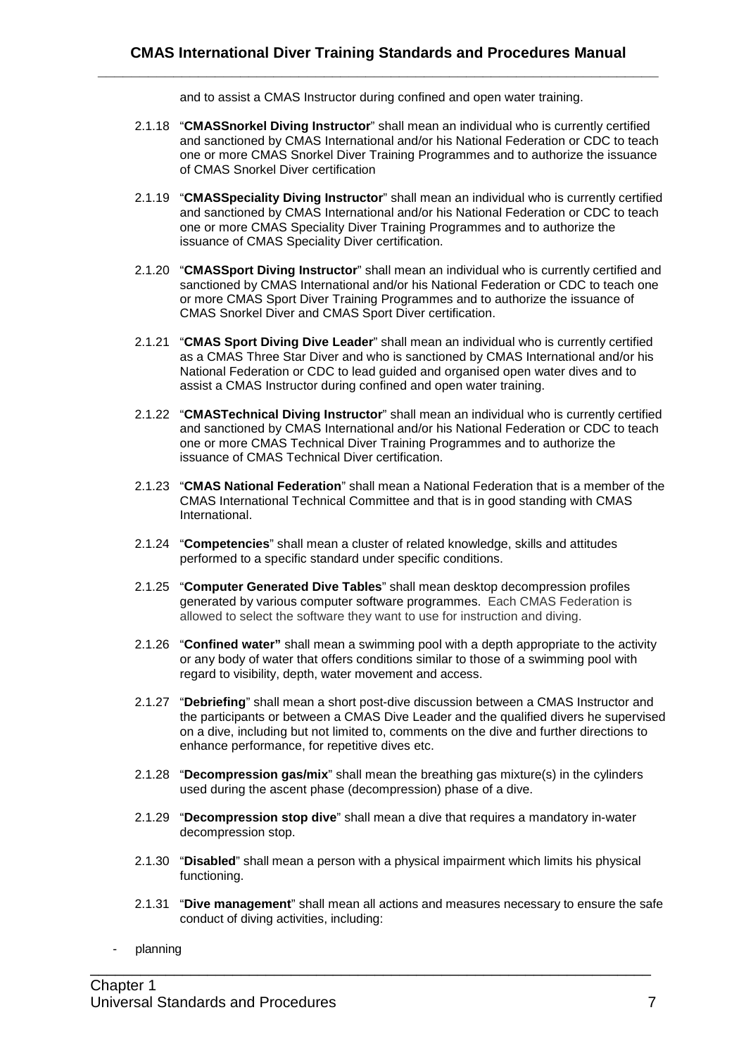and to assist a CMAS Instructor during confined and open water training.

2.1.18 "**CMASSnorkel Diving Instructor**" shall mean an individual who is currently certified and sanctioned by CMAS International and/or his National Federation or CDC to teach one or more CMAS Snorkel Diver Training Programmes and to authorize the issuance of CMAS Snorkel Diver certification

2.1.19 "**CMASSpeciality Diving Instructor**" shall mean an individual who is currently certified and sanctioned by CMAS International and/or his National Federation or CDC to teach one or more CMAS Speciality Diver Training Programmes and to authorize the issuance of CMAS Speciality Diver certification.

2.1.20 "**CMASSport Diving Instructor**" shall mean an individual who is currently certified and sanctioned by CMAS International and/or his National Federation or CDC to teach one or more CMAS Sport Diver Training Programmes and to authorize the issuance of CMAS Snorkel Diver and CMAS Sport Diver certification.

2.1.21 "**CMAS Sport Diving Dive Leader**" shall mean an individual who is currently certified as a CMAS Three Star Diver and who is sanctioned by CMAS International and/or his National Federation or CDC to lead guided and organised open water dives and to assist a CMAS Instructor during confined and open water training.

2.1.22 "**CMASTechnical Diving Instructor**" shall mean an individual who is currently certified and sanctioned by CMAS International and/or his National Federation or CDC to teach one or more CMAS Technical Diver Training Programmes and to authorize the issuance of CMAS Technical Diver certification.

2.1.23 "**CMAS National Federation**" shall mean a National Federation that is a member of the CMAS International Technical Committee and that is in good standing with CMAS International.

2.1.24 "**Competencies**" shall mean a cluster of related knowledge, skills and attitudes performed to a specific standard under specific conditions.

2.1.25 "**Computer Generated Dive Tables**" shall mean desktop decompression profiles generated by various computer software programmes. Each CMAS Federation is allowed to select the software they want to use for instruction and diving.

2.1.26 "**Confined water"** shall mean a swimming pool with a depth appropriate to the activity or any body of water that offers conditions similar to those of a swimming pool with regard to visibility, depth, water movement and access.

2.1.27 "**Debriefing**" shall mean a short post-dive discussion between a CMAS Instructor and the participants or between a CMAS Dive Leader and the qualified divers he supervised on a dive, including but not limited to, comments on the dive and further directions to enhance performance, for repetitive dives etc.

2.1.28 "**Decompression gas/mix**" shall mean the breathing gas mixture(s) in the cylinders used during the ascent phase (decompression) phase of a dive.

2.1.29 "**Decompression stop dive**" shall mean a dive that requires a mandatory in-water decompression stop.

2.1.30 "**Disabled**" shall mean a person with a physical impairment which limits his physical functioning.

2.1.31 "**Dive management**" shall mean all actions and measures necessary to ensure the safe conduct of diving activities, including:

- planning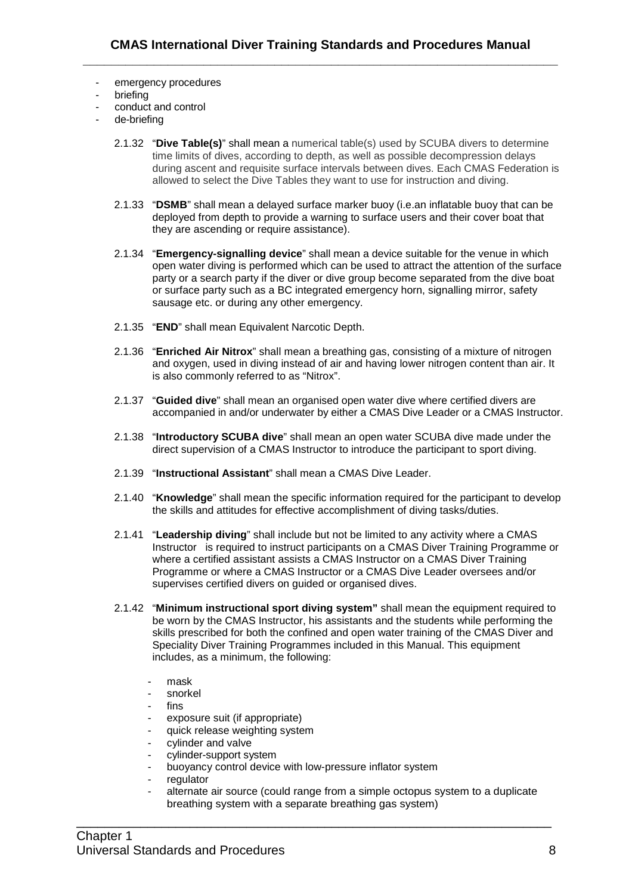- emergency procedures
- briefing
- conduct and control
- de-briefing

2.1.32 "**Dive Table(s)**" shall mean a numerical table(s) used by SCUBA divers to determine time limits of dives, according to depth, as well as possible decompression delays during ascent and requisite surface intervals between dives. Each CMAS Federation is allowed to select the Dive Tables they want to use for instruction and diving.

2.1.33 "**DSMB**" shall mean a delayed surface marker buoy (i.e.an inflatable buoy that can be deployed from depth to provide a warning to surface users and their cover boat that they are ascending or require assistance).

2.1.34 "**Emergency-signalling device**" shall mean a device suitable for the venue in which open water diving is performed which can be used to attract the attention of the surface party or a search party if the diver or dive group become separated from the dive boat or surface party such as a BC integrated emergency horn, signalling mirror, safety sausage etc. or during any other emergency.

2.1.35 "**END**" shall mean Equivalent Narcotic Depth.

2.1.36 "**Enriched Air Nitrox**" shall mean a breathing gas, consisting of a mixture of nitrogen and oxygen, used in diving instead of air and having lower nitrogen content than air. It is also commonly referred to as "Nitrox".

2.1.37 "**Guided dive**" shall mean an organised open water dive where certified divers are accompanied in and/or underwater by either a CMAS Dive Leader or a CMAS Instructor.

2.1.38 "**Introductory SCUBA dive**" shall mean an open water SCUBA dive made under the direct supervision of a CMAS Instructor to introduce the participant to sport diving.

2.1.39 "**Instructional Assistant**" shall mean a CMAS Dive Leader.

2.1.40 "**Knowledge**" shall mean the specific information required for the participant to develop the skills and attitudes for effective accomplishment of diving tasks/duties.

2.1.41 "**Leadership diving**" shall include but not be limited to any activity where a CMAS Instructor is required to instruct participants on a CMAS Diver Training Programme or where a certified assistant assists a CMAS Instructor on a CMAS Diver Training Programme or where a CMAS Instructor or a CMAS Dive Leader oversees and/or supervises certified divers on guided or organised dives.

2.1.42 "**Minimum instructional sport diving system"** shall mean the equipment required to be worn by the CMAS Instructor, his assistants and the students while performing the skills prescribed for both the confined and open water training of the CMAS Diver and Speciality Diver Training Programmes included in this Manual. This equipment includes, as a minimum, the following:

- mask
- snorkel
- fins
- exposure suit (if appropriate)
- quick release weighting system
- cylinder and valve
- cylinder-support system
- buoyancy control device with low-pressure inflator system
- regulator
- alternate air source (could range from a simple octopus system to a duplicate breathing system with a separate breathing gas system)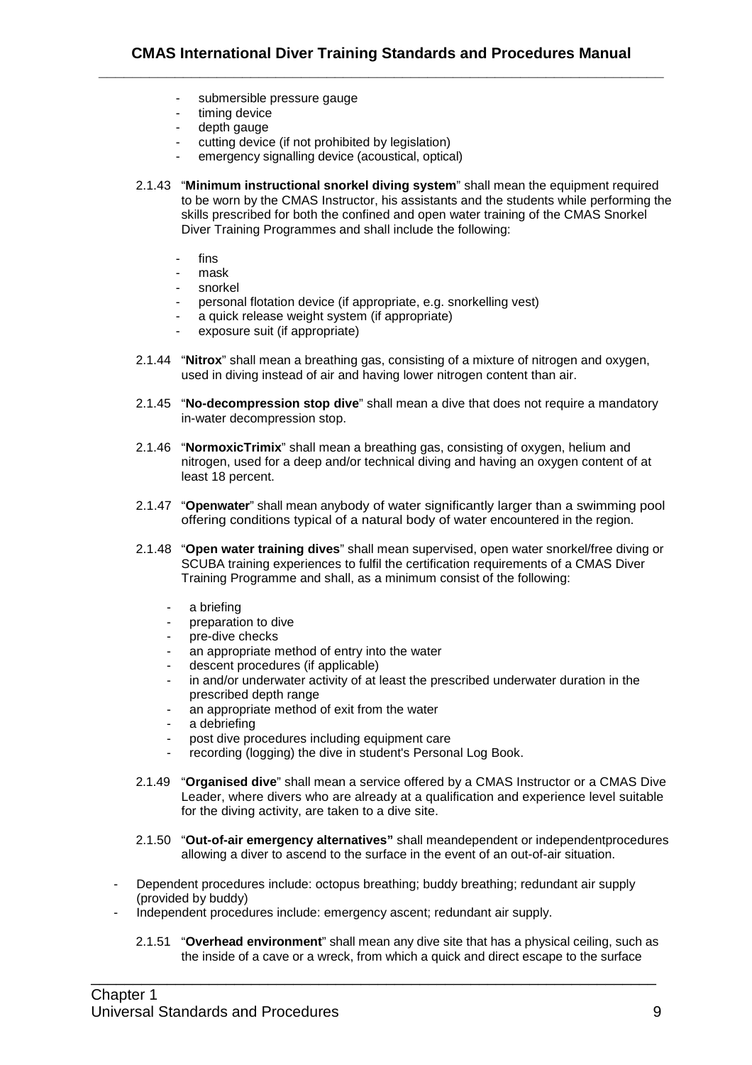- submersible pressure gauge
- timing device
- depth gauge
- cutting device (if not prohibited by legislation)
- emergency signalling device (acoustical, optical)

2.1.43 "**Minimum instructional snorkel diving system**" shall mean the equipment required to be worn by the CMAS Instructor, his assistants and the students while performing the skills prescribed for both the confined and open water training of the CMAS Snorkel Diver Training Programmes and shall include the following:

- fins
- mask
- snorkel
- personal flotation device (if appropriate, e.g. snorkelling vest)
- a quick release weight system (if appropriate)
- exposure suit (if appropriate)

2.1.44 "**Nitrox**" shall mean a breathing gas, consisting of a mixture of nitrogen and oxygen, used in diving instead of air and having lower nitrogen content than air.

2.1.45 "**No-decompression stop dive**" shall mean a dive that does not require a mandatory in-water decompression stop.

2.1.46 "**NormoxicTrimix**" shall mean a breathing gas, consisting of oxygen, helium and nitrogen, used for a deep and/or technical diving and having an oxygen content of at least 18 percent.

2.1.47 "**Openwater**" shall mean anybody of water significantly larger than a swimming pool offering conditions typical of a natural body of water encountered in the region.

2.1.48 "**Open water training dives**" shall mean supervised, open water snorkel/free diving or SCUBA training experiences to fulfil the certification requirements of a CMAS Diver Training Programme and shall, as a minimum consist of the following:

- a briefing
- preparation to dive
- pre-dive checks
- an appropriate method of entry into the water
- descent procedures (if applicable)
- in and/or underwater activity of at least the prescribed underwater duration in the prescribed depth range
- an appropriate method of exit from the water
- a debriefing
- post dive procedures including equipment care
- recording (logging) the dive in student's Personal Log Book.

2.1.49 "**Organised dive**" shall mean a service offered by a CMAS Instructor or a CMAS Dive Leader, where divers who are already at a qualification and experience level suitable for the diving activity, are taken to a dive site.

2.1.50 "**Out-of-air emergency alternatives"** shall meandependent or independentprocedures allowing a diver to ascend to the surface in the event of an out-of-air situation.

- Dependent procedures include: octopus breathing; buddy breathing; redundant air supply (provided by buddy)
- Independent procedures include: emergency ascent; redundant air supply.

2.1.51 "**Overhead environment**" shall mean any dive site that has a physical ceiling, such as the inside of a cave or a wreck, from which a quick and direct escape to the surface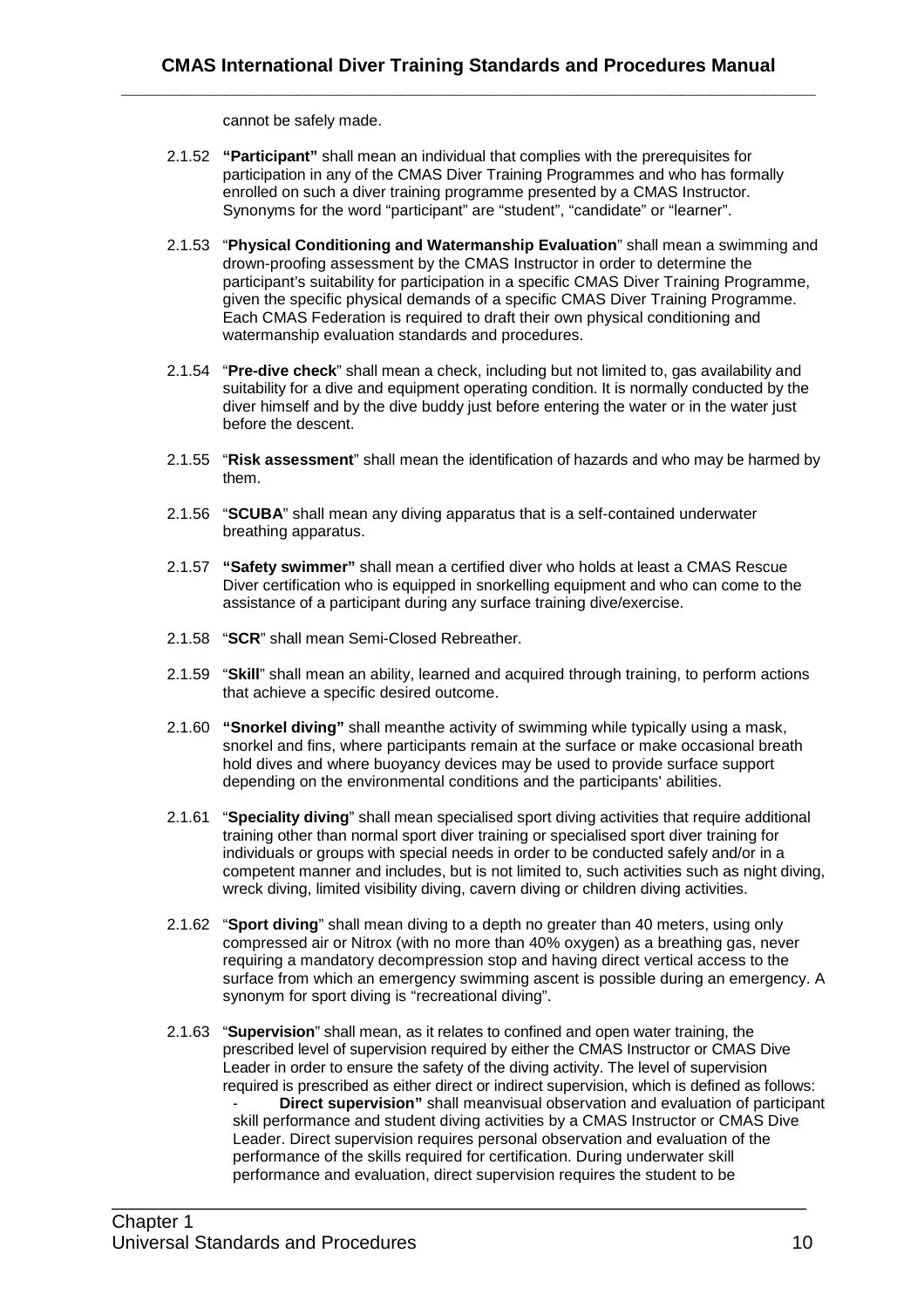cannot be safely made.

2.1.52 **"Participant"** shall mean an individual that complies with the prerequisites for participation in any of the CMAS Diver Training Programmes and who has formally enrolled on such a diver training programme presented by a CMAS Instructor. Synonyms for the word "participant" are "student", "candidate" or "learner".

2.1.53 "**Physical Conditioning and Watermanship Evaluation**" shall mean a swimming and drown-proofing assessment by the CMAS Instructor in order to determine the participant's suitability for participation in a specific CMAS Diver Training Programme, given the specific physical demands of a specific CMAS Diver Training Programme. Each CMAS Federation is required to draft their own physical conditioning and watermanship evaluation standards and procedures.

2.1.54 "**Pre-dive check**" shall mean a check, including but not limited to, gas availability and suitability for a dive and equipment operating condition. It is normally conducted by the diver himself and by the dive buddy just before entering the water or in the water just before the descent.

2.1.55 "**Risk assessment**" shall mean the identification of hazards and who may be harmed by them.

2.1.56 "**SCUBA**" shall mean any diving apparatus that is a self-contained underwater breathing apparatus.

2.1.57 **"Safety swimmer"** shall mean a certified diver who holds at least a CMAS Rescue Diver certification who is equipped in snorkelling equipment and who can come to the assistance of a participant during any surface training dive/exercise.

2.1.58 "**SCR**" shall mean Semi-Closed Rebreather.

2.1.59 "**Skill**" shall mean an ability, learned and acquired through training, to perform actions that achieve a specific desired outcome.

2.1.60 **"Snorkel diving"** shall meanthe activity of swimming while typically using a mask, snorkel and fins, where participants remain at the surface or make occasional breath hold dives and where buoyancy devices may be used to provide surface support depending on the environmental conditions and the participants' abilities.

2.1.61 "**Speciality diving**" shall mean specialised sport diving activities that require additional training other than normal sport diver training or specialised sport diver training for individuals or groups with special needs in order to be conducted safely and/or in a competent manner and includes, but is not limited to, such activities such as night diving, wreck diving, limited visibility diving, cavern diving or children diving activities.

2.1.62 "**Sport diving**" shall mean diving to a depth no greater than 40 meters, using only compressed air or Nitrox (with no more than 40% oxygen) as a breathing gas, never requiring a mandatory decompression stop and having direct vertical access to the surface from which an emergency swimming ascent is possible during an emergency. A synonym for sport diving is "recreational diving".

2.1.63 "**Supervision**" shall mean, as it relates to confined and open water training, the prescribed level of supervision required by either the CMAS Instructor or CMAS Dive Leader in order to ensure the safety of the diving activity. The level of supervision required is prescribed as either direct or indirect supervision, which is defined as follows:

- **Direct supervision"** shall meanvisual observation and evaluation of participant skill performance and student diving activities by a CMAS Instructor or CMAS Dive Leader. Direct supervision requires personal observation and evaluation of the performance of the skills required for certification. During underwater skill performance and evaluation, direct supervision requires the student to be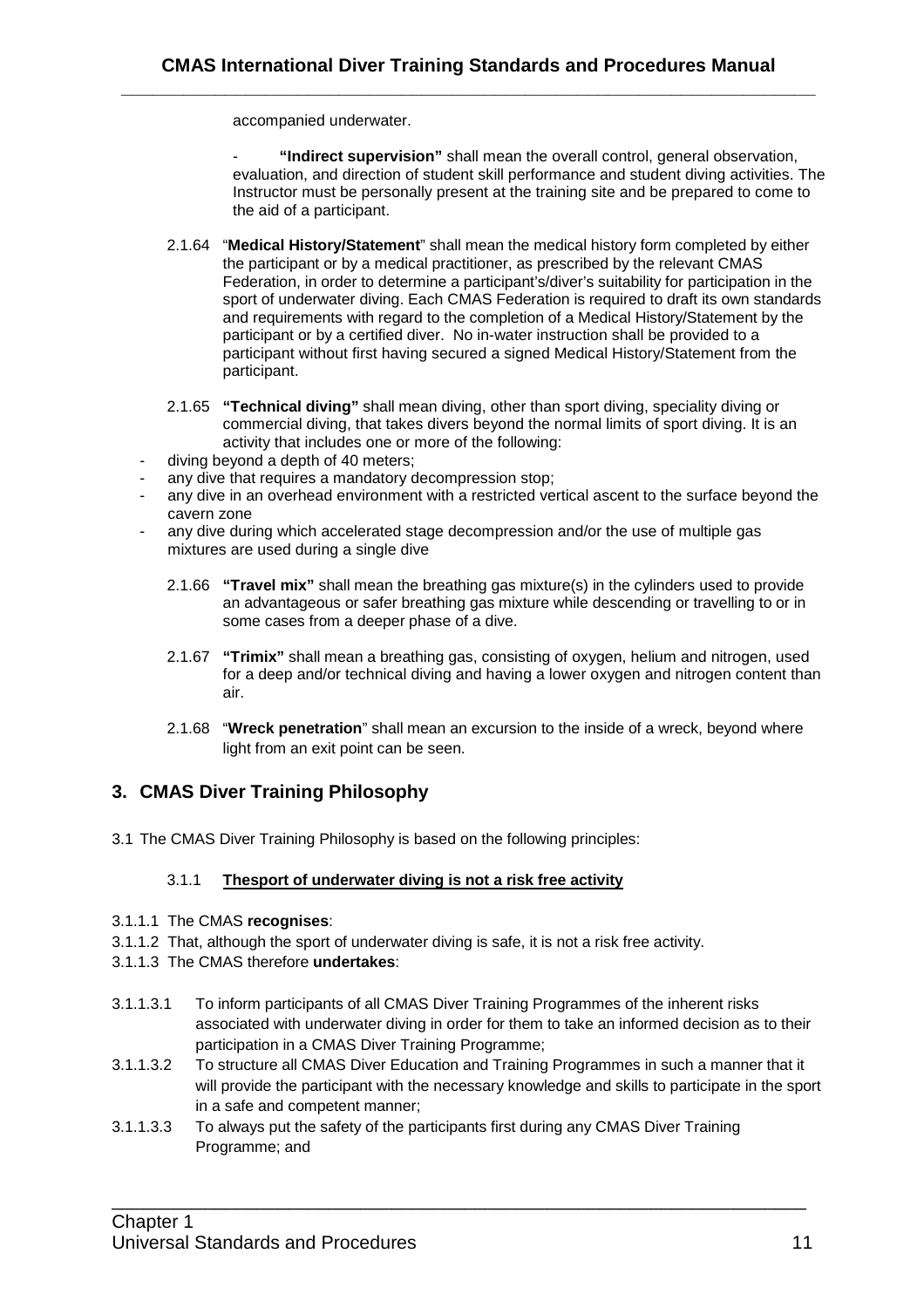accompanied underwater.

- **"Indirect supervision"** shall mean the overall control, general observation, evaluation, and direction of student skill performance and student diving activities. The Instructor must be personally present at the training site and be prepared to come to the aid of a participant.

2.1.64 "**Medical History/Statement**" shall mean the medical history form completed by either the participant or by a medical practitioner, as prescribed by the relevant CMAS Federation, in order to determine a participant's/diver's suitability for participation in the sport of underwater diving. Each CMAS Federation is required to draft its own standards and requirements with regard to the completion of a Medical History/Statement by the participant or by a certified diver. No in-water instruction shall be provided to a participant without first having secured a signed Medical History/Statement from the participant.

2.1.65 **"Technical diving"** shall mean diving, other than sport diving, speciality diving or commercial diving, that takes divers beyond the normal limits of sport diving. It is an activity that includes one or more of the following:

- diving beyond a depth of 40 meters;
- any dive that requires a mandatory decompression stop;
- any dive in an overhead environment with a restricted vertical ascent to the surface beyond the cavern zone
- any dive during which accelerated stage decompression and/or the use of multiple gas mixtures are used during a single dive

2.1.66 **"Travel mix"** shall mean the breathing gas mixture(s) in the cylinders used to provide an advantageous or safer breathing gas mixture while descending or travelling to or in some cases from a deeper phase of a dive.

2.1.67 **"Trimix"** shall mean a breathing gas, consisting of oxygen, helium and nitrogen, used for a deep and/or technical diving and having a lower oxygen and nitrogen content than air.

2.1.68 "**Wreck penetration**" shall mean an excursion to the inside of a wreck, beyond where light from an exit point can be seen.

## 3. CMAS Diver Training Philosophy

3.1 The CMAS Diver Training Philosophy is based on the following principles:

3.1.1 **Thesport of underwater diving is not a risk free activity**

3.1.1.1 The CMAS **recognises**:

3.1.1.2 That, although the sport of underwater diving is safe, it is not a risk free activity.

3.1.1.3 The CMAS therefore **undertakes**:

3.1.1.3.1 To inform participants of all CMAS Diver Training Programmes of the inherent risks associated with underwater diving in order for them to take an informed decision as to their participation in a CMAS Diver Training Programme;

3.1.1.3.2 To structure all CMAS Diver Education and Training Programmes in such a manner that it will provide the participant with the necessary knowledge and skills to participate in the sport in a safe and competent manner;

3.1.1.3.3 To always put the safety of the participants first during any CMAS Diver Training Programme; and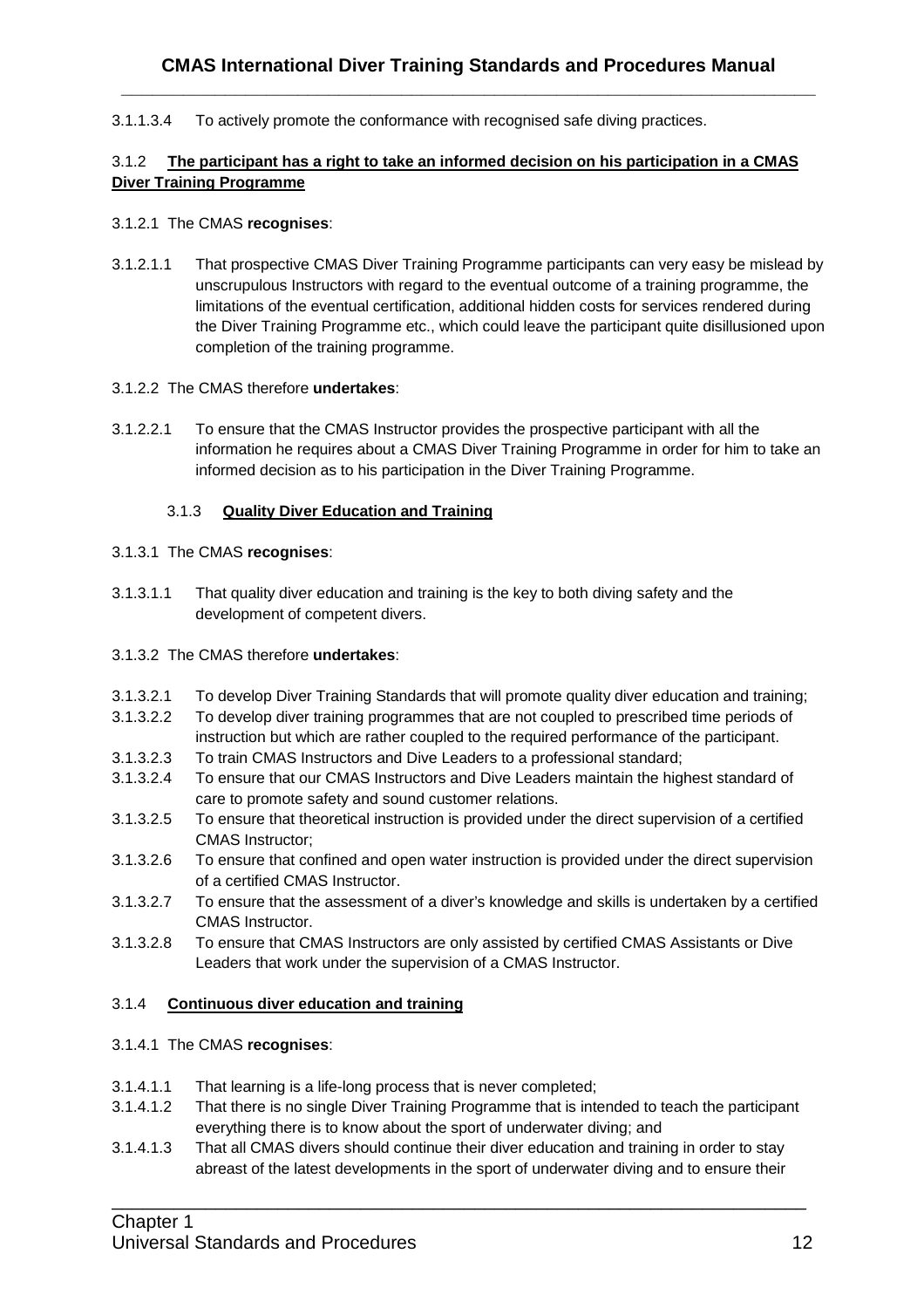3.1.1.3.4 To actively promote the conformance with recognised safe diving practices.

### 3.1.2 **The participant has a right to take an informed decision on his participation in a CMAS Diver Training Programme**

3.1.2.1 The CMAS **recognises**:

3.1.2.1.1 That prospective CMAS Diver Training Programme participants can very easy be mislead by unscrupulous Instructors with regard to the eventual outcome of a training programme, the limitations of the eventual certification, additional hidden costs for services rendered during the Diver Training Programme etc., which could leave the participant quite disillusioned upon completion of the training programme.

3.1.2.2 The CMAS therefore **undertakes**:

3.1.2.2.1 To ensure that the CMAS Instructor provides the prospective participant with all the information he requires about a CMAS Diver Training Programme in order for him to take an informed decision as to his participation in the Diver Training Programme.

### 3.1.3 **Quality Diver Education and Training**

3.1.3.1 The CMAS **recognises**:

3.1.3.1.1 That quality diver education and training is the key to both diving safety and the development of competent divers.

3.1.3.2 The CMAS therefore **undertakes**:

3.1.3.2.1 To develop Diver Training Standards that will promote quality diver education and training;
3.1.3.2.2 To develop diver training programmes that are not coupled to prescribed time periods of instruction but which are rather coupled to the required performance of the participant.
3.1.3.2.3 To train CMAS Instructors and Dive Leaders to a professional standard;
3.1.3.2.4 To ensure that our CMAS Instructors and Dive Leaders maintain the highest standard of care to promote safety and sound customer relations.
3.1.3.2.5 To ensure that theoretical instruction is provided under the direct supervision of a certified CMAS Instructor;
3.1.3.2.6 To ensure that confined and open water instruction is provided under the direct supervision of a certified CMAS Instructor.
3.1.3.2.7 To ensure that the assessment of a diver's knowledge and skills is undertaken by a certified CMAS Instructor.
3.1.3.2.8 To ensure that CMAS Instructors are only assisted by certified CMAS Assistants or Dive Leaders that work under the supervision of a CMAS Instructor.

### 3.1.4 **Continuous diver education and training**

3.1.4.1 The CMAS **recognises**:

3.1.4.1.1 That learning is a life-long process that is never completed;
3.1.4.1.2 That there is no single Diver Training Programme that is intended to teach the participant everything there is to know about the sport of underwater diving; and
3.1.4.1.3 That all CMAS divers should continue their diver education and training in order to stay abreast of the latest developments in the sport of underwater diving and to ensure their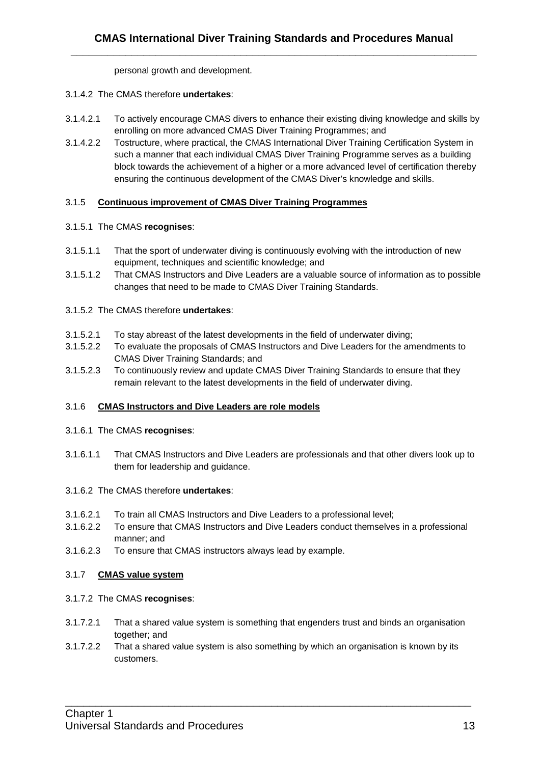personal growth and development.

3.1.4.2 The CMAS therefore **undertakes**:

3.1.4.2.1 To actively encourage CMAS divers to enhance their existing diving knowledge and skills by enrolling on more advanced CMAS Diver Training Programmes; and

3.1.4.2.2 Tostructure, where practical, the CMAS International Diver Training Certification System in such a manner that each individual CMAS Diver Training Programme serves as a building block towards the achievement of a higher or a more advanced level of certification thereby ensuring the continuous development of the CMAS Diver's knowledge and skills.

3.1.5 **Continuous improvement of CMAS Diver Training Programmes**

3.1.5.1 The CMAS **recognises**:

3.1.5.1.1 That the sport of underwater diving is continuously evolving with the introduction of new equipment, techniques and scientific knowledge; and

3.1.5.1.2 That CMAS Instructors and Dive Leaders are a valuable source of information as to possible changes that need to be made to CMAS Diver Training Standards.

3.1.5.2 The CMAS therefore **undertakes**:

3.1.5.2.1 To stay abreast of the latest developments in the field of underwater diving;

3.1.5.2.2 To evaluate the proposals of CMAS Instructors and Dive Leaders for the amendments to CMAS Diver Training Standards; and

3.1.5.2.3 To continuously review and update CMAS Diver Training Standards to ensure that they remain relevant to the latest developments in the field of underwater diving.

3.1.6 **CMAS Instructors and Dive Leaders are role models**

3.1.6.1 The CMAS **recognises**:

3.1.6.1.1 That CMAS Instructors and Dive Leaders are professionals and that other divers look up to them for leadership and guidance.

3.1.6.2 The CMAS therefore **undertakes**:

3.1.6.2.1 To train all CMAS Instructors and Dive Leaders to a professional level;

3.1.6.2.2 To ensure that CMAS Instructors and Dive Leaders conduct themselves in a professional manner; and

3.1.6.2.3 To ensure that CMAS instructors always lead by example.

3.1.7 **CMAS value system**

3.1.7.2 The CMAS **recognises**:

3.1.7.2.1 That a shared value system is something that engenders trust and binds an organisation together; and

3.1.7.2.2 That a shared value system is also something by which an organisation is known by its customers.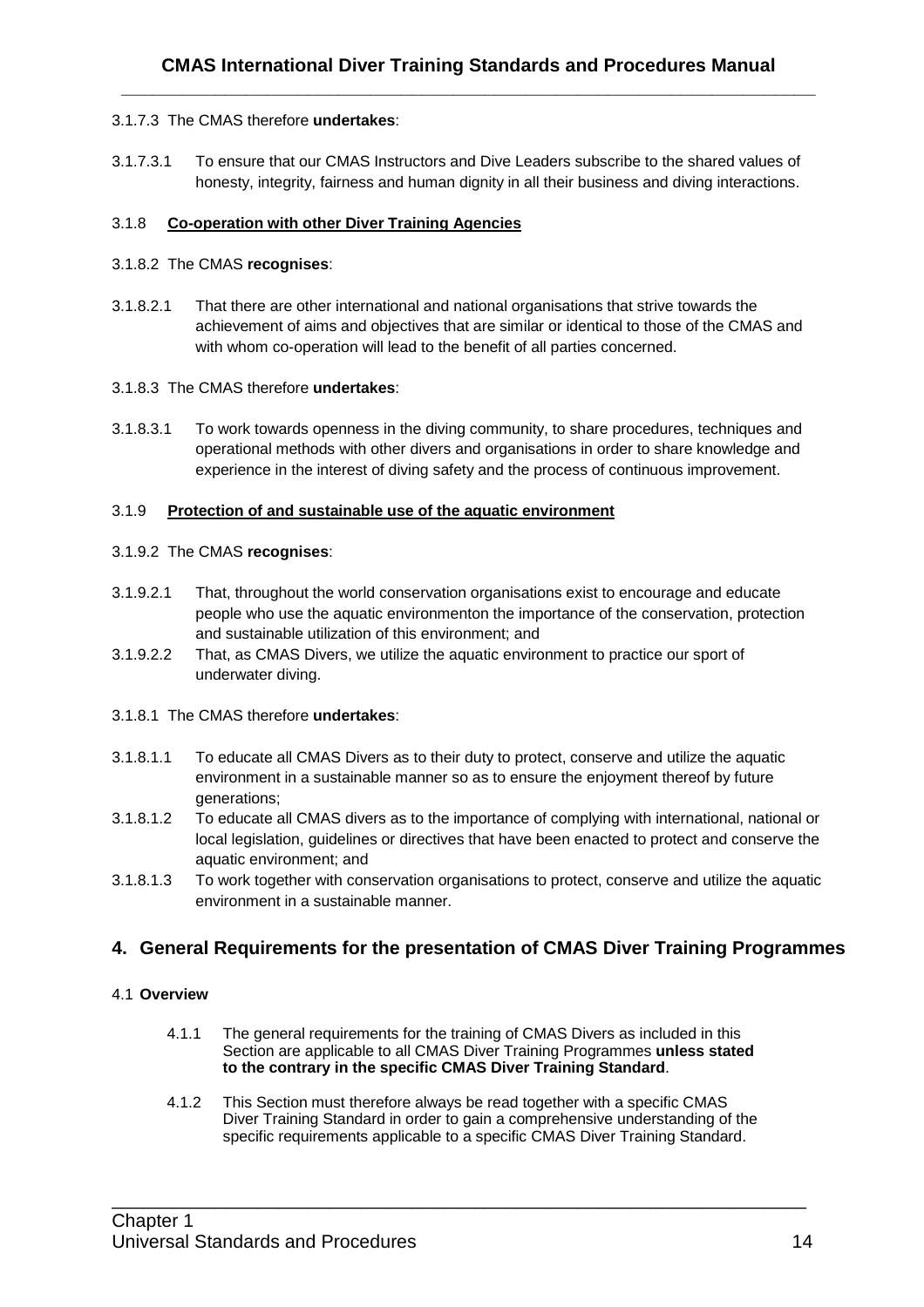3.1.7.3 The CMAS therefore **undertakes**:

3.1.7.3.1 To ensure that our CMAS Instructors and Dive Leaders subscribe to the shared values of honesty, integrity, fairness and human dignity in all their business and diving interactions.

3.1.8 **Co-operation with other Diver Training Agencies**

3.1.8.2 The CMAS **recognises**:

3.1.8.2.1 That there are other international and national organisations that strive towards the achievement of aims and objectives that are similar or identical to those of the CMAS and with whom co-operation will lead to the benefit of all parties concerned.

3.1.8.3 The CMAS therefore **undertakes**:

3.1.8.3.1 To work towards openness in the diving community, to share procedures, techniques and operational methods with other divers and organisations in order to share knowledge and experience in the interest of diving safety and the process of continuous improvement.

3.1.9 **Protection of and sustainable use of the aquatic environment**

3.1.9.2 The CMAS **recognises**:

3.1.9.2.1 That, throughout the world conservation organisations exist to encourage and educate people who use the aquatic environmenton the importance of the conservation, protection and sustainable utilization of this environment; and

3.1.9.2.2 That, as CMAS Divers, we utilize the aquatic environment to practice our sport of underwater diving.

3.1.8.1 The CMAS therefore **undertakes**:

3.1.8.1.1 To educate all CMAS Divers as to their duty to protect, conserve and utilize the aquatic environment in a sustainable manner so as to ensure the enjoyment thereof by future generations;

3.1.8.1.2 To educate all CMAS divers as to the importance of complying with international, national or local legislation, guidelines or directives that have been enacted to protect and conserve the aquatic environment; and

3.1.8.1.3 To work together with conservation organisations to protect, conserve and utilize the aquatic environment in a sustainable manner.

## 4. General Requirements for the presentation of CMAS Diver Training Programmes

4.1 **Overview**

4.1.1 The general requirements for the training of CMAS Divers as included in this Section are applicable to all CMAS Diver Training Programmes **unless stated to the contrary in the specific CMAS Diver Training Standard**.

4.1.2 This Section must therefore always be read together with a specific CMAS Diver Training Standard in order to gain a comprehensive understanding of the specific requirements applicable to a specific CMAS Diver Training Standard.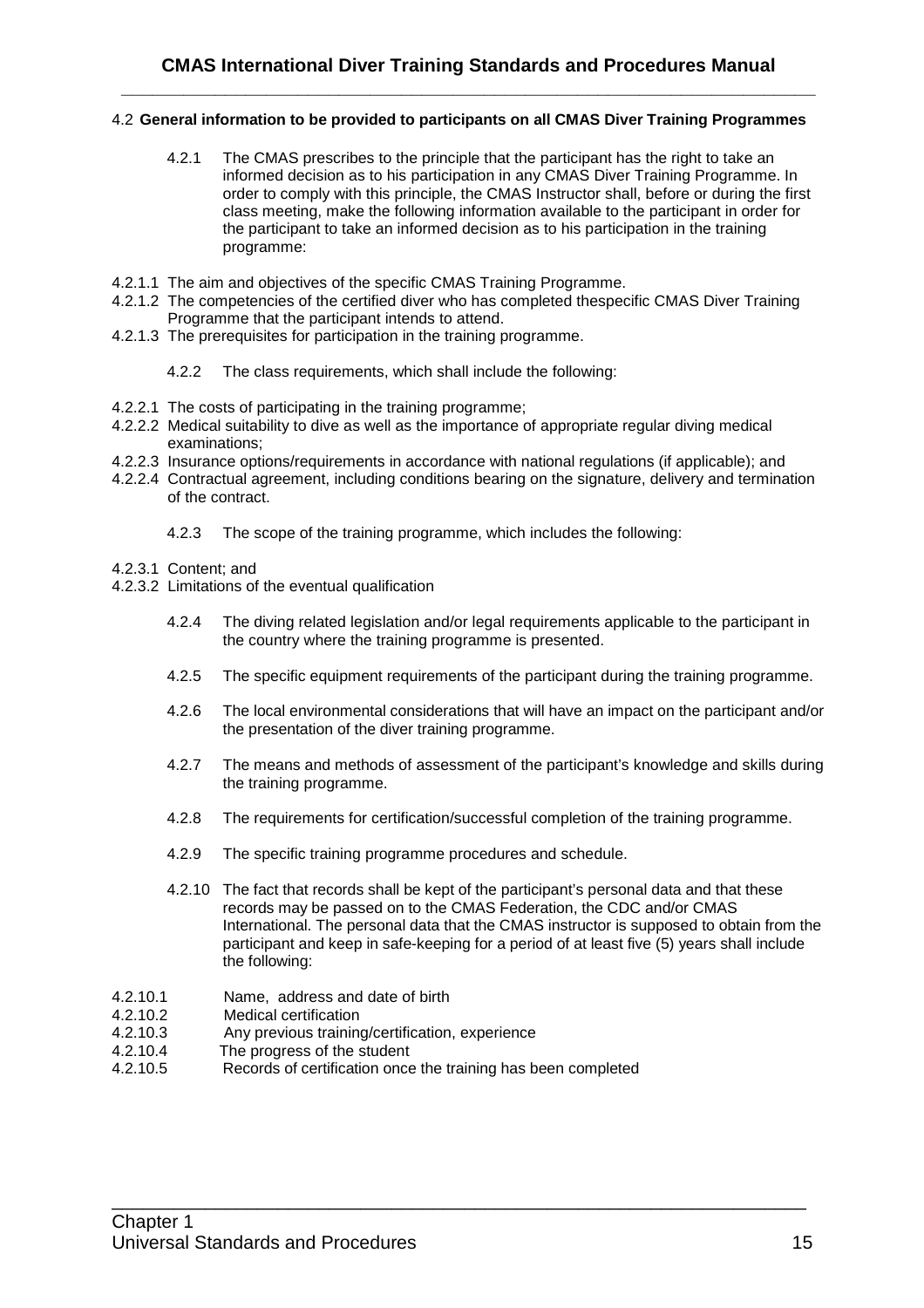4.2 **General information to be provided to participants on all CMAS Diver Training Programmes**

4.2.1 The CMAS prescribes to the principle that the participant has the right to take an informed decision as to his participation in any CMAS Diver Training Programme. In order to comply with this principle, the CMAS Instructor shall, before or during the first class meeting, make the following information available to the participant in order for the participant to take an informed decision as to his participation in the training programme:

4.2.1.1 The aim and objectives of the specific CMAS Training Programme.
4.2.1.2 The competencies of the certified diver who has completed thespecific CMAS Diver Training Programme that the participant intends to attend.
4.2.1.3 The prerequisites for participation in the training programme.

4.2.2 The class requirements, which shall include the following:

4.2.2.1 The costs of participating in the training programme;
4.2.2.2 Medical suitability to dive as well as the importance of appropriate regular diving medical examinations;
4.2.2.3 Insurance options/requirements in accordance with national regulations (if applicable); and
4.2.2.4 Contractual agreement, including conditions bearing on the signature, delivery and termination of the contract.

4.2.3 The scope of the training programme, which includes the following:

4.2.3.1 Content; and
4.2.3.2 Limitations of the eventual qualification

4.2.4 The diving related legislation and/or legal requirements applicable to the participant in the country where the training programme is presented.

4.2.5 The specific equipment requirements of the participant during the training programme.

4.2.6 The local environmental considerations that will have an impact on the participant and/or the presentation of the diver training programme.

4.2.7 The means and methods of assessment of the participant's knowledge and skills during the training programme.

4.2.8 The requirements for certification/successful completion of the training programme.

4.2.9 The specific training programme procedures and schedule.

4.2.10 The fact that records shall be kept of the participant's personal data and that these records may be passed on to the CMAS Federation, the CDC and/or CMAS International. The personal data that the CMAS instructor is supposed to obtain from the participant and keep in safe-keeping for a period of at least five (5) years shall include the following:

4.2.10.1 Name, address and date of birth
4.2.10.2 Medical certification
4.2.10.3 Any previous training/certification, experience
4.2.10.4 The progress of the student
4.2.10.5 Records of certification once the training has been completed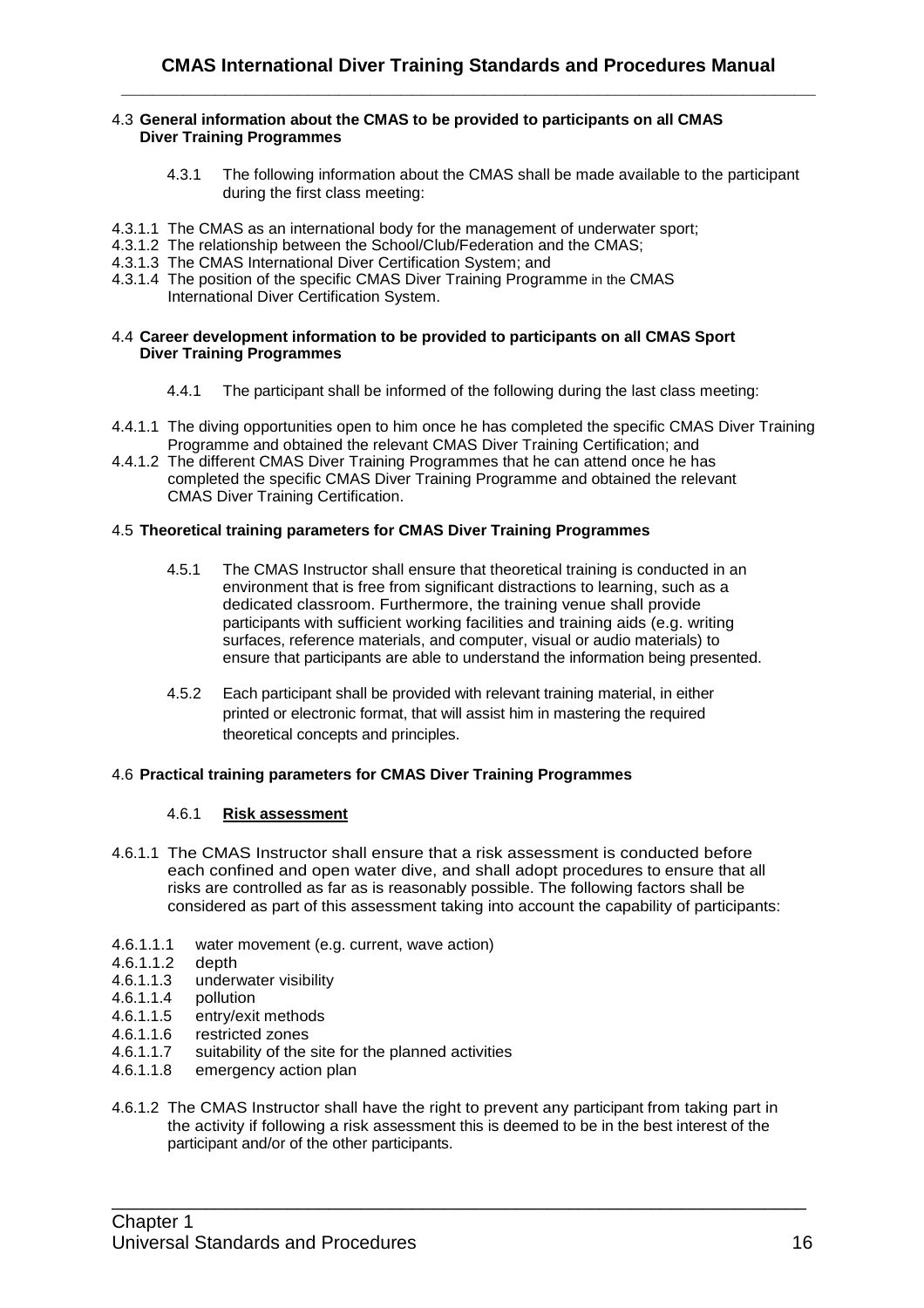### 4.3 General information about the CMAS to be provided to participants on all CMAS Diver Training Programmes

4.3.1 The following information about the CMAS shall be made available to the participant during the first class meeting:

4.3.1.1 The CMAS as an international body for the management of underwater sport;
4.3.1.2 The relationship between the School/Club/Federation and the CMAS;
4.3.1.3 The CMAS International Diver Certification System; and
4.3.1.4 The position of the specific CMAS Diver Training Programme in the CMAS International Diver Certification System.

### 4.4 Career development information to be provided to participants on all CMAS Sport Diver Training Programmes

4.4.1 The participant shall be informed of the following during the last class meeting:

4.4.1.1 The diving opportunities open to him once he has completed the specific CMAS Diver Training Programme and obtained the relevant CMAS Diver Training Certification; and
4.4.1.2 The different CMAS Diver Training Programmes that he can attend once he has completed the specific CMAS Diver Training Programme and obtained the relevant CMAS Diver Training Certification.

### 4.5 Theoretical training parameters for CMAS Diver Training Programmes

4.5.1 The CMAS Instructor shall ensure that theoretical training is conducted in an environment that is free from significant distractions to learning, such as a dedicated classroom. Furthermore, the training venue shall provide participants with sufficient working facilities and training aids (e.g. writing surfaces, reference materials, and computer, visual or audio materials) to ensure that participants are able to understand the information being presented.

4.5.2 Each participant shall be provided with relevant training material, in either printed or electronic format, that will assist him in mastering the required theoretical concepts and principles.

### 4.6 Practical training parameters for CMAS Diver Training Programmes

#### 4.6.1 <u>Risk assessment</u>

4.6.1.1 The CMAS Instructor shall ensure that a risk assessment is conducted before each confined and open water dive, and shall adopt procedures to ensure that all risks are controlled as far as is reasonably possible. The following factors shall be considered as part of this assessment taking into account the capability of participants:

4.6.1.1.1 water movement (e.g. current, wave action)
4.6.1.1.2 depth
4.6.1.1.3 underwater visibility
4.6.1.1.4 pollution
4.6.1.1.5 entry/exit methods
4.6.1.1.6 restricted zones
4.6.1.1.7 suitability of the site for the planned activities
4.6.1.1.8 emergency action plan

4.6.1.2 The CMAS Instructor shall have the right to prevent any participant from taking part in the activity if following a risk assessment this is deemed to be in the best interest of the participant and/or of the other participants.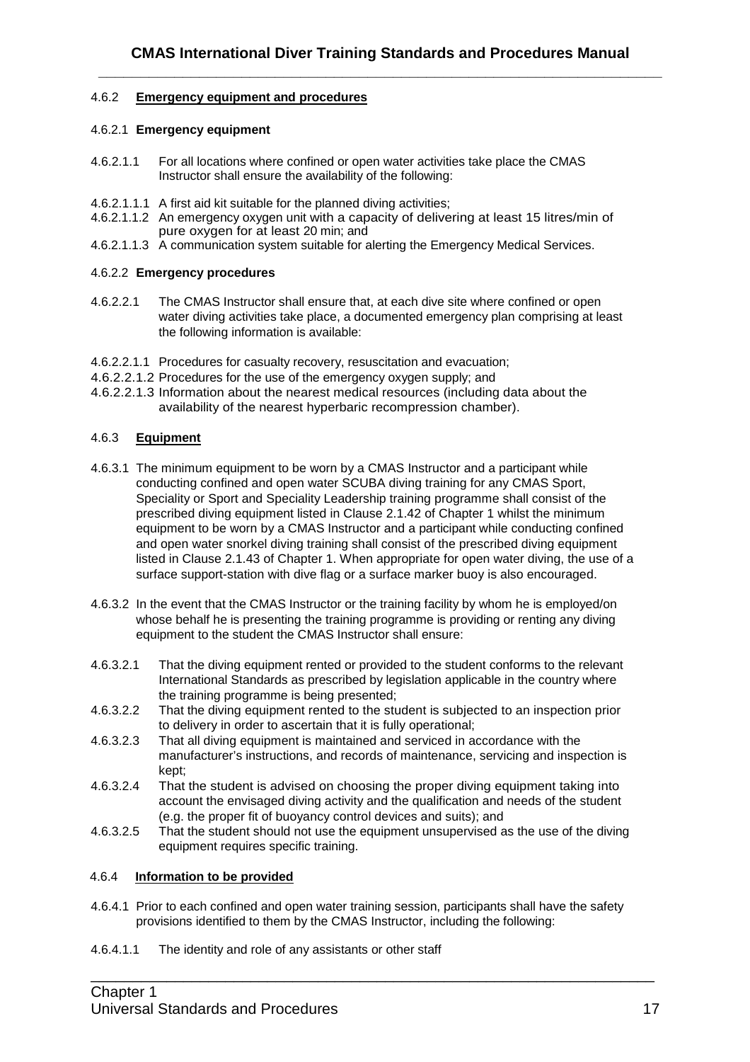#### 4.6.2 **Emergency equipment and procedures**

##### 4.6.2.1 **Emergency equipment**

4.6.2.1.1 For all locations where confined or open water activities take place the CMAS Instructor shall ensure the availability of the following:

4.6.2.1.1.1 A first aid kit suitable for the planned diving activities;
4.6.2.1.1.2 An emergency oxygen unit with a capacity of delivering at least 15 litres/min of pure oxygen for at least 20 min; and
4.6.2.1.1.3 A communication system suitable for alerting the Emergency Medical Services.

##### 4.6.2.2 **Emergency procedures**

4.6.2.2.1 The CMAS Instructor shall ensure that, at each dive site where confined or open water diving activities take place, a documented emergency plan comprising at least the following information is available:

4.6.2.2.1.1 Procedures for casualty recovery, resuscitation and evacuation;
4.6.2.2.1.2 Procedures for the use of the emergency oxygen supply; and
4.6.2.2.1.3 Information about the nearest medical resources (including data about the availability of the nearest hyperbaric recompression chamber).

#### 4.6.3 **Equipment**

4.6.3.1 The minimum equipment to be worn by a CMAS Instructor and a participant while conducting confined and open water SCUBA diving training for any CMAS Sport, Speciality or Sport and Speciality Leadership training programme shall consist of the prescribed diving equipment listed in Clause 2.1.42 of Chapter 1 whilst the minimum equipment to be worn by a CMAS Instructor and a participant while conducting confined and open water snorkel diving training shall consist of the prescribed diving equipment listed in Clause 2.1.43 of Chapter 1. When appropriate for open water diving, the use of a surface support-station with dive flag or a surface marker buoy is also encouraged.

4.6.3.2 In the event that the CMAS Instructor or the training facility by whom he is employed/on whose behalf he is presenting the training programme is providing or renting any diving equipment to the student the CMAS Instructor shall ensure:

4.6.3.2.1 That the diving equipment rented or provided to the student conforms to the relevant International Standards as prescribed by legislation applicable in the country where the training programme is being presented;
4.6.3.2.2 That the diving equipment rented to the student is subjected to an inspection prior to delivery in order to ascertain that it is fully operational;
4.6.3.2.3 That all diving equipment is maintained and serviced in accordance with the manufacturer's instructions, and records of maintenance, servicing and inspection is kept;
4.6.3.2.4 That the student is advised on choosing the proper diving equipment taking into account the envisaged diving activity and the qualification and needs of the student (e.g. the proper fit of buoyancy control devices and suits); and
4.6.3.2.5 That the student should not use the equipment unsupervised as the use of the diving equipment requires specific training.

#### 4.6.4 **Information to be provided**

4.6.4.1 Prior to each confined and open water training session, participants shall have the safety provisions identified to them by the CMAS Instructor, including the following:

4.6.4.1.1 The identity and role of any assistants or other staff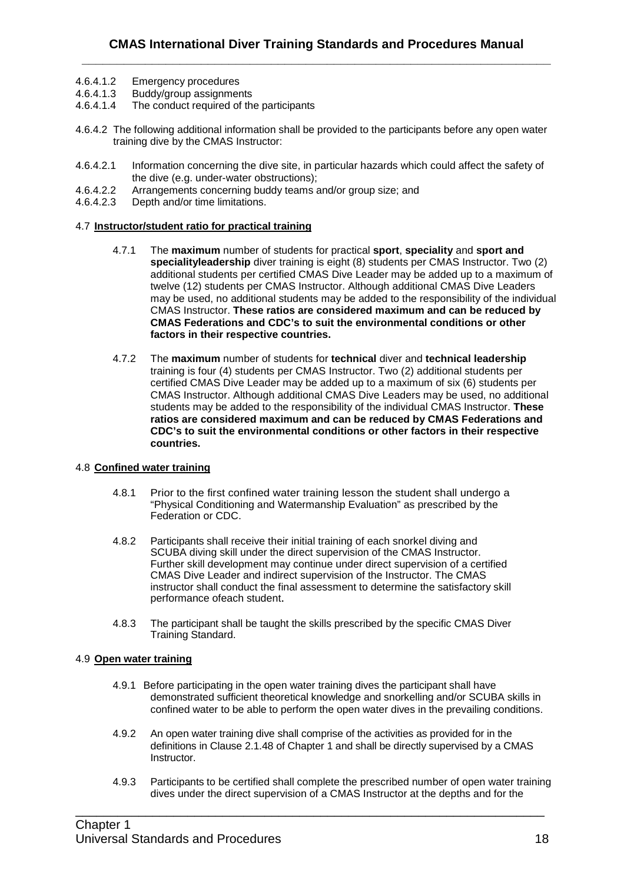4.6.4.1.2 Emergency procedures
4.6.4.1.3 Buddy/group assignments
4.6.4.1.4 The conduct required of the participants

4.6.4.2 The following additional information shall be provided to the participants before any open water training dive by the CMAS Instructor:

4.6.4.2.1 Information concerning the dive site, in particular hazards which could affect the safety of the dive (e.g. under-water obstructions);
4.6.4.2.2 Arrangements concerning buddy teams and/or group size; and
4.6.4.2.3 Depth and/or time limitations.

4.7 **Instructor/student ratio for practical training**

4.7.1 The **maximum** number of students for practical **sport**, **speciality** and **sport and specialityleadership** diver training is eight (8) students per CMAS Instructor. Two (2) additional students per certified CMAS Dive Leader may be added up to a maximum of twelve (12) students per CMAS Instructor. Although additional CMAS Dive Leaders may be used, no additional students may be added to the responsibility of the individual CMAS Instructor. **These ratios are considered maximum and can be reduced by CMAS Federations and CDC's to suit the environmental conditions or other factors in their respective countries.**

4.7.2 The **maximum** number of students for **technical** diver and **technical leadership** training is four (4) students per CMAS Instructor. Two (2) additional students per certified CMAS Dive Leader may be added up to a maximum of six (6) students per CMAS Instructor. Although additional CMAS Dive Leaders may be used, no additional students may be added to the responsibility of the individual CMAS Instructor. **These ratios are considered maximum and can be reduced by CMAS Federations and CDC's to suit the environmental conditions or other factors in their respective countries.**

4.8 **Confined water training**

4.8.1 Prior to the first confined water training lesson the student shall undergo a "Physical Conditioning and Watermanship Evaluation" as prescribed by the Federation or CDC.

4.8.2 Participants shall receive their initial training of each snorkel diving and SCUBA diving skill under the direct supervision of the CMAS Instructor. Further skill development may continue under direct supervision of a certified CMAS Dive Leader and indirect supervision of the Instructor. The CMAS instructor shall conduct the final assessment to determine the satisfactory skill performance ofeach student.

4.8.3 The participant shall be taught the skills prescribed by the specific CMAS Diver Training Standard.

4.9 **Open water training**

4.9.1 Before participating in the open water training dives the participant shall have demonstrated sufficient theoretical knowledge and snorkelling and/or SCUBA skills in confined water to be able to perform the open water dives in the prevailing conditions.

4.9.2 An open water training dive shall comprise of the activities as provided for in the definitions in Clause 2.1.48 of Chapter 1 and shall be directly supervised by a CMAS Instructor.

4.9.3 Participants to be certified shall complete the prescribed number of open water training dives under the direct supervision of a CMAS Instructor at the depths and for the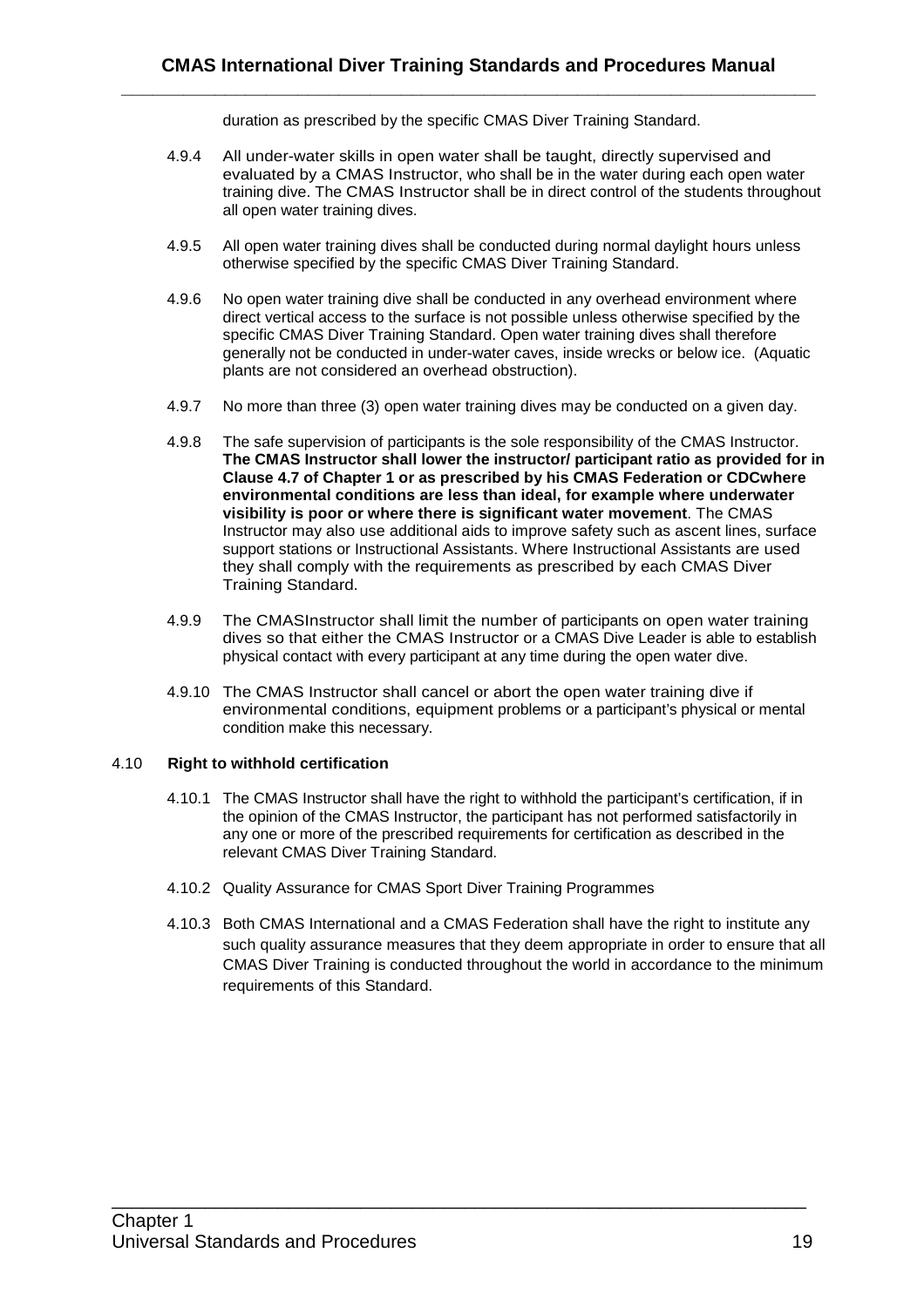duration as prescribed by the specific CMAS Diver Training Standard.

4.9.4 All under-water skills in open water shall be taught, directly supervised and evaluated by a CMAS Instructor, who shall be in the water during each open water training dive. The CMAS Instructor shall be in direct control of the students throughout all open water training dives.

4.9.5 All open water training dives shall be conducted during normal daylight hours unless otherwise specified by the specific CMAS Diver Training Standard.

4.9.6 No open water training dive shall be conducted in any overhead environment where direct vertical access to the surface is not possible unless otherwise specified by the specific CMAS Diver Training Standard. Open water training dives shall therefore generally not be conducted in under-water caves, inside wrecks or below ice. (Aquatic plants are not considered an overhead obstruction).

4.9.7 No more than three (3) open water training dives may be conducted on a given day.

4.9.8 The safe supervision of participants is the sole responsibility of the CMAS Instructor. **The CMAS Instructor shall lower the instructor/ participant ratio as provided for in Clause 4.7 of Chapter 1 or as prescribed by his CMAS Federation or CDCwhere environmental conditions are less than ideal, for example where underwater visibility is poor or where there is significant water movement**. The CMAS Instructor may also use additional aids to improve safety such as ascent lines, surface support stations or Instructional Assistants. Where Instructional Assistants are used they shall comply with the requirements as prescribed by each CMAS Diver Training Standard.

4.9.9 The CMASInstructor shall limit the number of participants on open water training dives so that either the CMAS Instructor or a CMAS Dive Leader is able to establish physical contact with every participant at any time during the open water dive.

4.9.10 The CMAS Instructor shall cancel or abort the open water training dive if environmental conditions, equipment problems or a participant's physical or mental condition make this necessary.

4.10 **Right to withhold certification**

4.10.1 The CMAS Instructor shall have the right to withhold the participant's certification, if in the opinion of the CMAS Instructor, the participant has not performed satisfactorily in any one or more of the prescribed requirements for certification as described in the relevant CMAS Diver Training Standard.

4.10.2 Quality Assurance for CMAS Sport Diver Training Programmes

4.10.3 Both CMAS International and a CMAS Federation shall have the right to institute any such quality assurance measures that they deem appropriate in order to ensure that all CMAS Diver Training is conducted throughout the world in accordance to the minimum requirements of this Standard.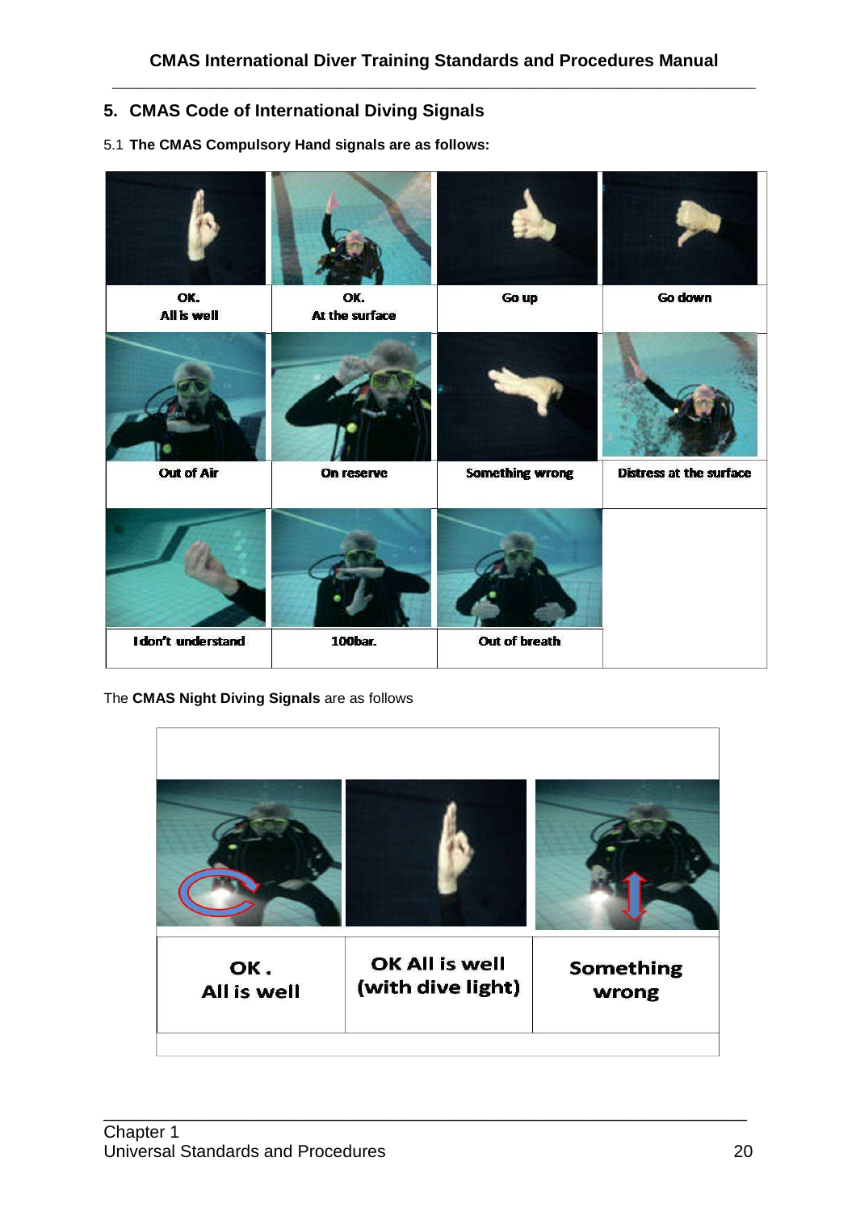## 5. CMAS Code of International Diving Signals

5.1 **The CMAS Compulsory Hand signals are as follows:**

| | | | |
|---|---|---|---|
| OK. All is well | OK. At the surface | Go up | Go down |
| Out of Air | On reserve | Something wrong | Distress at the surface |
| I don't understand | 100bar. | Out of breath | |

The **CMAS Night Diving Signals** are as follows

| | | |
|---|---|---|
| OK . All is well | OK All is well (with dive light) | Something wrong |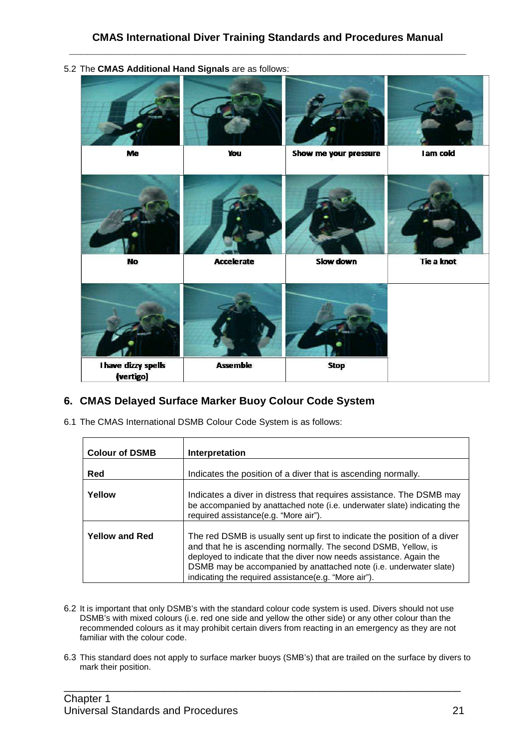5.2 The **CMAS Additional Hand Signals** are as follows:

| Me | You | Show me your pressure | I am cold |
|---|---|---|---|
| No | Accelerate | Slow down | Tie a knot |
| I have dizzy spells (vertigo) | Assemble | Stop | |

## 6. CMAS Delayed Surface Marker Buoy Colour Code System

6.1 The CMAS International DSMB Colour Code System is as follows:

| Colour of DSMB | Interpretation |
|---|---|
| Red | Indicates the position of a diver that is ascending normally. |
| Yellow | Indicates a diver in distress that requires assistance. The DSMB may be accompanied by anattached note (i.e. underwater slate) indicating the required assistance(e.g. "More air"). |
| Yellow and Red | The red DSMB is usually sent up first to indicate the position of a diver and that he is ascending normally. The second DSMB, Yellow, is deployed to indicate that the diver now needs assistance. Again the DSMB may be accompanied by anattached note (i.e. underwater slate) indicating the required assistance(e.g. "More air"). |

6.2 It is important that only DSMB's with the standard colour code system is used. Divers should not use DSMB's with mixed colours (i.e. red one side and yellow the other side) or any other colour than the recommended colours as it may prohibit certain divers from reacting in an emergency as they are not familiar with the colour code.

6.3 This standard does not apply to surface marker buoys (SMB's) that are trailed on the surface by divers to mark their position.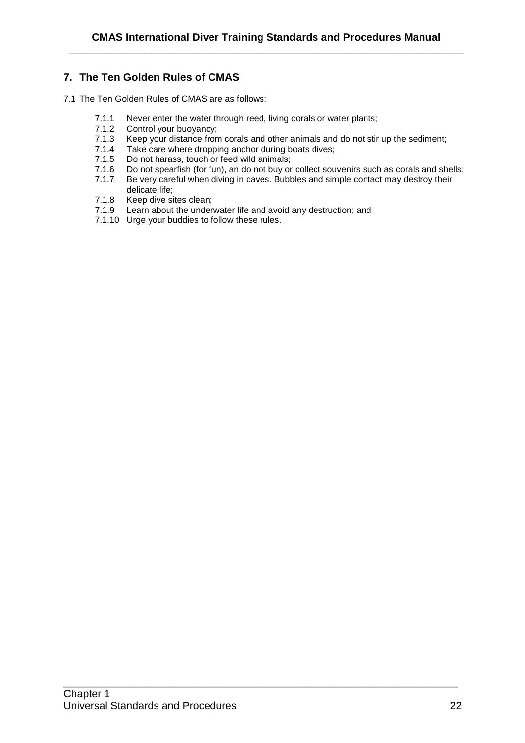## 7. The Ten Golden Rules of CMAS

7.1 The Ten Golden Rules of CMAS are as follows:

- 7.1.1 Never enter the water through reed, living corals or water plants;
- 7.1.2 Control your buoyancy;
- 7.1.3 Keep your distance from corals and other animals and do not stir up the sediment;
- 7.1.4 Take care where dropping anchor during boats dives;
- 7.1.5 Do not harass, touch or feed wild animals;
- 7.1.6 Do not spearfish (for fun), an do not buy or collect souvenirs such as corals and shells;
- 7.1.7 Be very careful when diving in caves. Bubbles and simple contact may destroy their delicate life;
- 7.1.8 Keep dive sites clean;
- 7.1.9 Learn about the underwater life and avoid any destruction; and
- 7.1.10 Urge your buddies to follow these rules.